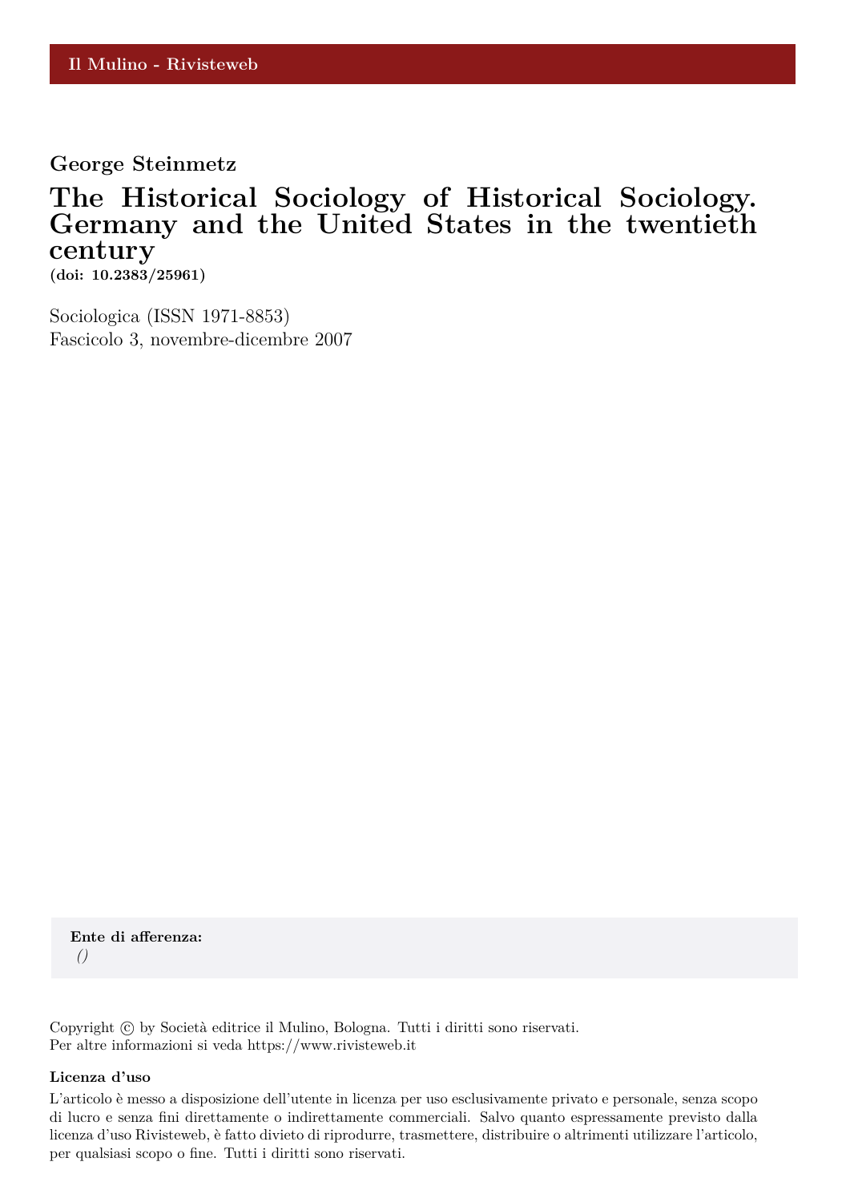Il Mulino - Rivisteweb

**George Steinmetz**

# The Historical Sociology of Historical Sociology. Germany and the United States in the twentieth century

**(doi: 10.2383/25961)**

Sociologica (ISSN 1971-8853)
Fascicolo 3, novembre-dicembre 2007

**Ente di afferenza:**
*()*

Copyright © by Società editrice il Mulino, Bologna. Tutti i diritti sono riservati.
Per altre informazioni si veda https://www.rivisteweb.it

**Licenza d'uso**

L'articolo è messo a disposizione dell'utente in licenza per uso esclusivamente privato e personale, senza scopo di lucro e senza fini direttamente o indirettamente commerciali. Salvo quanto espressamente previsto dalla licenza d'uso Rivisteweb, è fatto divieto di riprodurre, trasmettere, distribuire o altrimenti utilizzare l'articolo, per qualsiasi scopo o fine. Tutti i diritti sono riservati.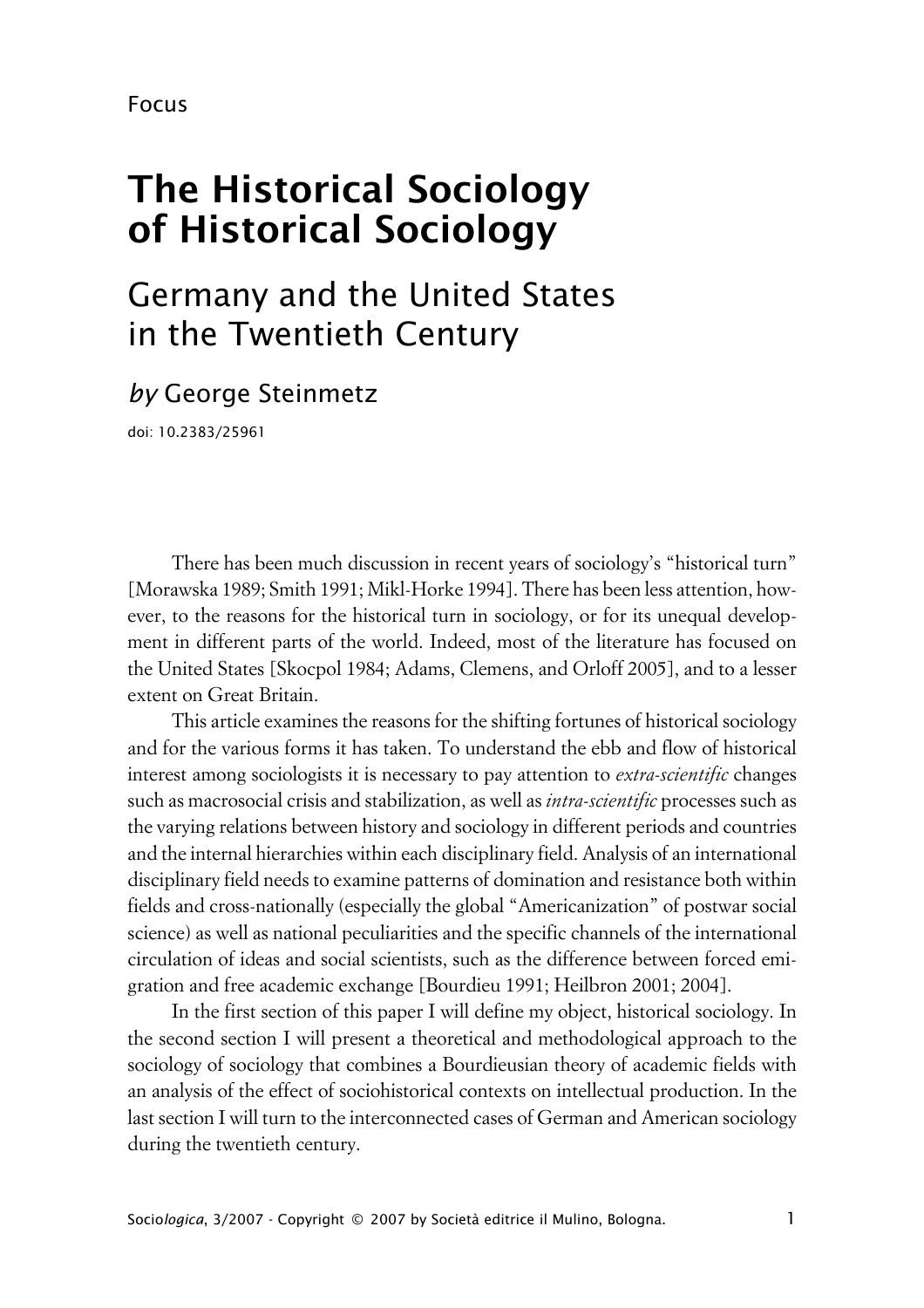Focus

# The Historical Sociology of Historical Sociology

## Germany and the United States in the Twentieth Century

*by* George Steinmetz

doi: 10.2383/25961

There has been much discussion in recent years of sociology's "historical turn" [Morawska 1989; Smith 1991; Mikl-Horke 1994]. There has been less attention, however, to the reasons for the historical turn in sociology, or for its unequal development in different parts of the world. Indeed, most of the literature has focused on the United States [Skocpol 1984; Adams, Clemens, and Orloff 2005], and to a lesser extent on Great Britain.

This article examines the reasons for the shifting fortunes of historical sociology and for the various forms it has taken. To understand the ebb and flow of historical interest among sociologists it is necessary to pay attention to *extra-scientific* changes such as macrosocial crisis and stabilization, as well as *intra-scientific* processes such as the varying relations between history and sociology in different periods and countries and the internal hierarchies within each disciplinary field. Analysis of an international disciplinary field needs to examine patterns of domination and resistance both within fields and cross-nationally (especially the global "Americanization" of postwar social science) as well as national peculiarities and the specific channels of the international circulation of ideas and social scientists, such as the difference between forced emigration and free academic exchange [Bourdieu 1991; Heilbron 2001; 2004].

In the first section of this paper I will define my object, historical sociology. In the second section I will present a theoretical and methodological approach to the sociology of sociology that combines a Bourdieusian theory of academic fields with an analysis of the effect of sociohistorical contexts on intellectual production. In the last section I will turn to the interconnected cases of German and American sociology during the twentieth century.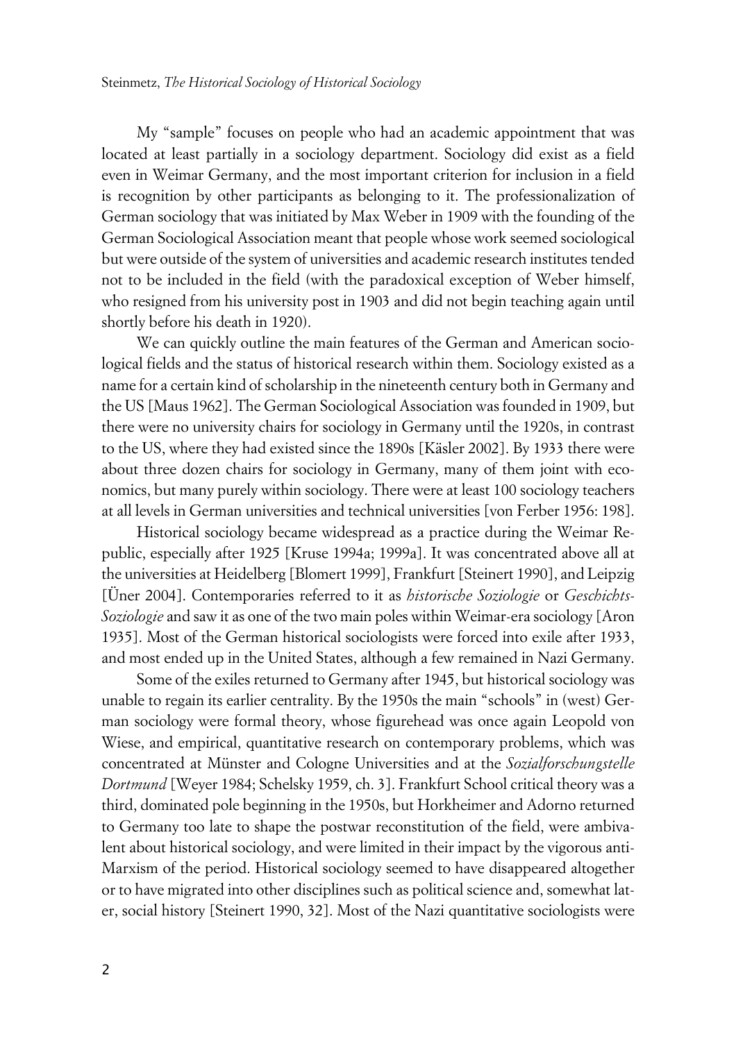My "sample" focuses on people who had an academic appointment that was located at least partially in a sociology department. Sociology did exist as a field even in Weimar Germany, and the most important criterion for inclusion in a field is recognition by other participants as belonging to it. The professionalization of German sociology that was initiated by Max Weber in 1909 with the founding of the German Sociological Association meant that people whose work seemed sociological but were outside of the system of universities and academic research institutes tended not to be included in the field (with the paradoxical exception of Weber himself, who resigned from his university post in 1903 and did not begin teaching again until shortly before his death in 1920).

We can quickly outline the main features of the German and American sociological fields and the status of historical research within them. Sociology existed as a name for a certain kind of scholarship in the nineteenth century both in Germany and the US [Maus 1962]. The German Sociological Association was founded in 1909, but there were no university chairs for sociology in Germany until the 1920s, in contrast to the US, where they had existed since the 1890s [Käsler 2002]. By 1933 there were about three dozen chairs for sociology in Germany, many of them joint with economics, but many purely within sociology. There were at least 100 sociology teachers at all levels in German universities and technical universities [von Ferber 1956: 198].

Historical sociology became widespread as a practice during the Weimar Republic, especially after 1925 [Kruse 1994a; 1999a]. It was concentrated above all at the universities at Heidelberg [Blomert 1999], Frankfurt [Steinert 1990], and Leipzig [Üner 2004]. Contemporaries referred to it as *historische Soziologie* or *Geschichts-Soziologie* and saw it as one of the two main poles within Weimar-era sociology [Aron 1935]. Most of the German historical sociologists were forced into exile after 1933, and most ended up in the United States, although a few remained in Nazi Germany.

Some of the exiles returned to Germany after 1945, but historical sociology was unable to regain its earlier centrality. By the 1950s the main "schools" in (west) German sociology were formal theory, whose figurehead was once again Leopold von Wiese, and empirical, quantitative research on contemporary problems, which was concentrated at Münster and Cologne Universities and at the *Sozialforschungstelle Dortmund* [Weyer 1984; Schelsky 1959, ch. 3]. Frankfurt School critical theory was a third, dominated pole beginning in the 1950s, but Horkheimer and Adorno returned to Germany too late to shape the postwar reconstitution of the field, were ambivalent about historical sociology, and were limited in their impact by the vigorous anti-Marxism of the period. Historical sociology seemed to have disappeared altogether or to have migrated into other disciplines such as political science and, somewhat later, social history [Steinert 1990, 32]. Most of the Nazi quantitative sociologists were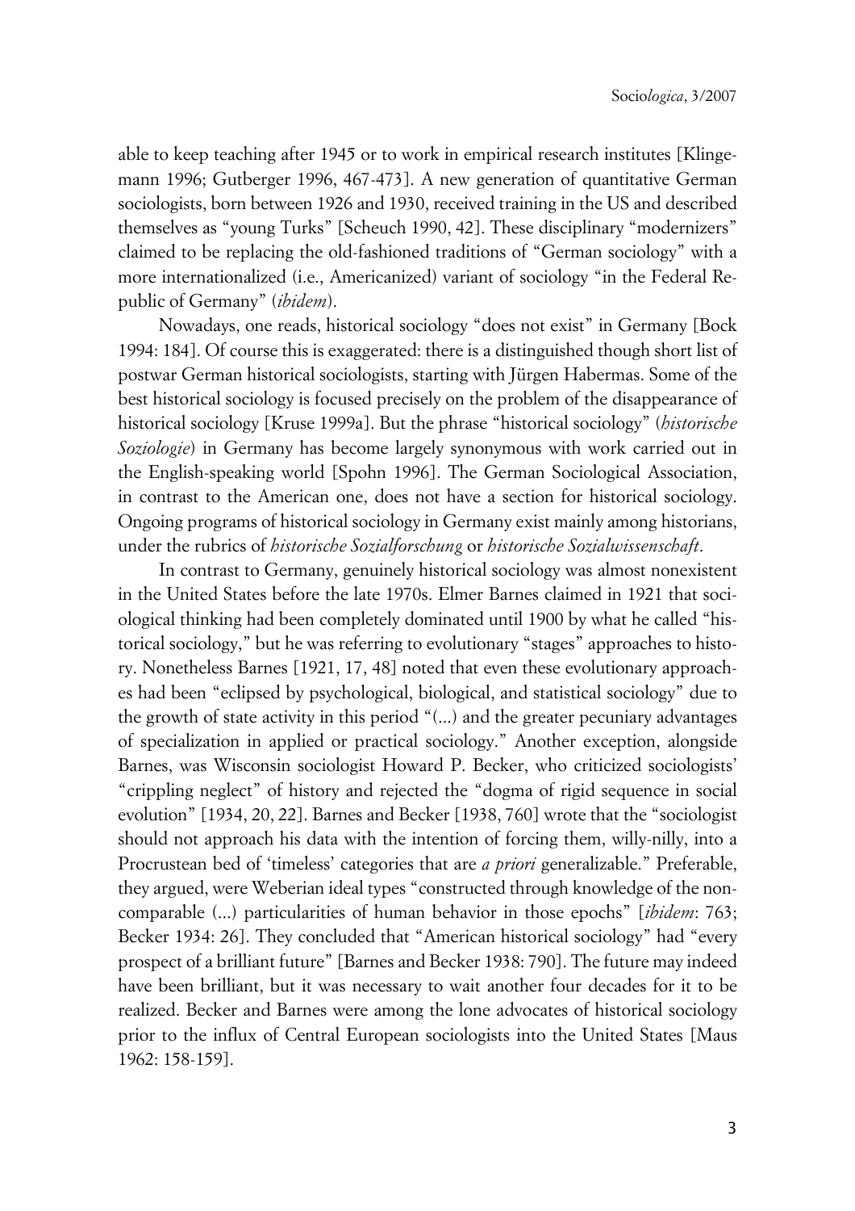able to keep teaching after 1945 or to work in empirical research institutes [Klingemann 1996; Gutberger 1996, 467-473]. A new generation of quantitative German sociologists, born between 1926 and 1930, received training in the US and described themselves as "young Turks" [Scheuch 1990, 42]. These disciplinary "modernizers" claimed to be replacing the old-fashioned traditions of "German sociology" with a more internationalized (i.e., Americanized) variant of sociology "in the Federal Republic of Germany" (*ibidem*).

Nowadays, one reads, historical sociology "does not exist" in Germany [Bock 1994: 184]. Of course this is exaggerated: there is a distinguished though short list of postwar German historical sociologists, starting with Jürgen Habermas. Some of the best historical sociology is focused precisely on the problem of the disappearance of historical sociology [Kruse 1999a]. But the phrase "historical sociology" (*historische Soziologie*) in Germany has become largely synonymous with work carried out in the English-speaking world [Spohn 1996]. The German Sociological Association, in contrast to the American one, does not have a section for historical sociology. Ongoing programs of historical sociology in Germany exist mainly among historians, under the rubrics of *historische Sozialforschung* or *historische Sozialwissenschaft*.

In contrast to Germany, genuinely historical sociology was almost nonexistent in the United States before the late 1970s. Elmer Barnes claimed in 1921 that sociological thinking had been completely dominated until 1900 by what he called "historical sociology," but he was referring to evolutionary "stages" approaches to history. Nonetheless Barnes [1921, 17, 48] noted that even these evolutionary approaches had been "eclipsed by psychological, biological, and statistical sociology" due to the growth of state activity in this period "(...) and the greater pecuniary advantages of specialization in applied or practical sociology." Another exception, alongside Barnes, was Wisconsin sociologist Howard P. Becker, who criticized sociologists' "crippling neglect" of history and rejected the "dogma of rigid sequence in social evolution" [1934, 20, 22]. Barnes and Becker [1938, 760] wrote that the "sociologist should not approach his data with the intention of forcing them, willy-nilly, into a Procrustean bed of 'timeless' categories that are *a priori* generalizable." Preferable, they argued, were Weberian ideal types "constructed through knowledge of the non-comparable (...) particularities of human behavior in those epochs" [*ibidem*: 763; Becker 1934: 26]. They concluded that "American historical sociology" had "every prospect of a brilliant future" [Barnes and Becker 1938: 790]. The future may indeed have been brilliant, but it was necessary to wait another four decades for it to be realized. Becker and Barnes were among the lone advocates of historical sociology prior to the influx of Central European sociologists into the United States [Maus 1962: 158-159].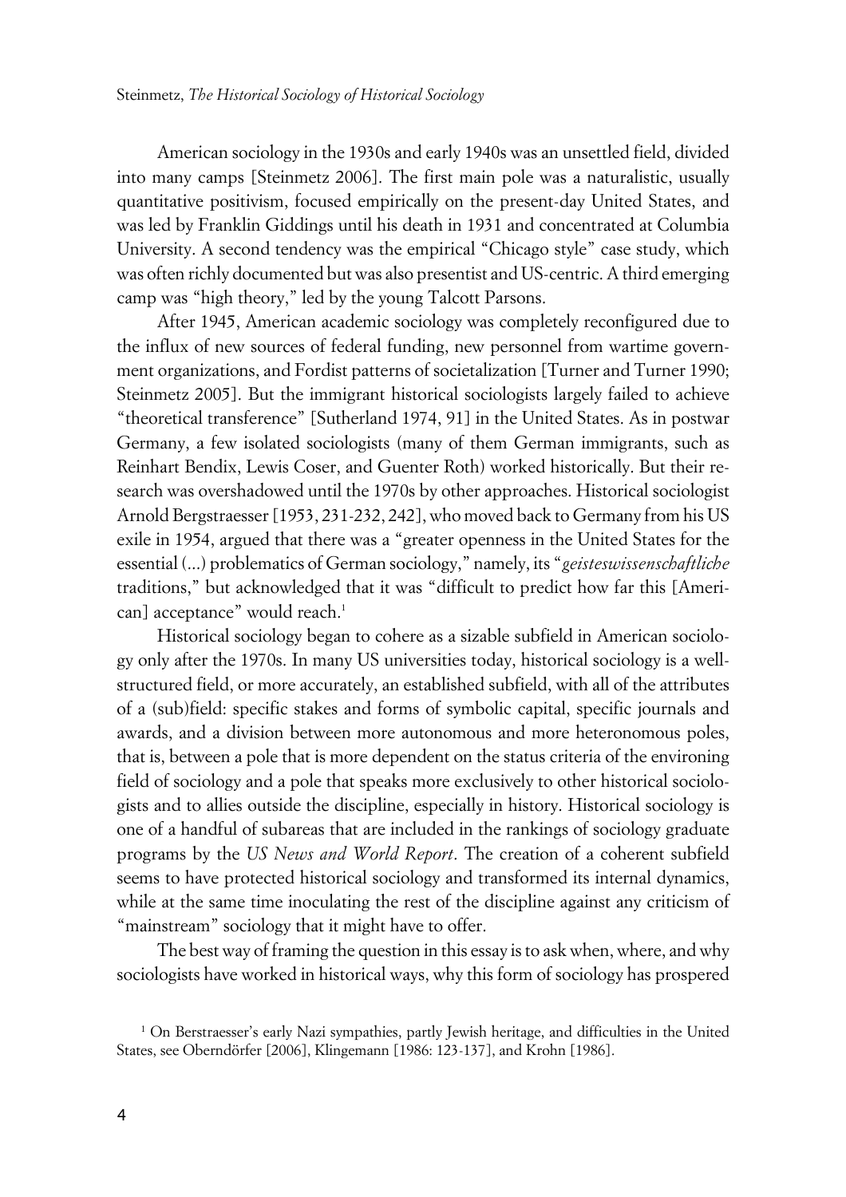American sociology in the 1930s and early 1940s was an unsettled field, divided into many camps [Steinmetz 2006]. The first main pole was a naturalistic, usually quantitative positivism, focused empirically on the present-day United States, and was led by Franklin Giddings until his death in 1931 and concentrated at Columbia University. A second tendency was the empirical "Chicago style" case study, which was often richly documented but was also presentist and US-centric. A third emerging camp was "high theory," led by the young Talcott Parsons.

After 1945, American academic sociology was completely reconfigured due to the influx of new sources of federal funding, new personnel from wartime government organizations, and Fordist patterns of societalization [Turner and Turner 1990; Steinmetz 2005]. But the immigrant historical sociologists largely failed to achieve "theoretical transference" [Sutherland 1974, 91] in the United States. As in postwar Germany, a few isolated sociologists (many of them German immigrants, such as Reinhart Bendix, Lewis Coser, and Guenter Roth) worked historically. But their research was overshadowed until the 1970s by other approaches. Historical sociologist Arnold Bergstraesser [1953, 231-232, 242], who moved back to Germany from his US exile in 1954, argued that there was a "greater openness in the United States for the essential (...) problematics of German sociology," namely, its "*geisteswissenschaftliche* traditions," but acknowledged that it was "difficult to predict how far this [American] acceptance" would reach.[1]

Historical sociology began to cohere as a sizable subfield in American sociology only after the 1970s. In many US universities today, historical sociology is a well-structured field, or more accurately, an established subfield, with all of the attributes of a (sub)field: specific stakes and forms of symbolic capital, specific journals and awards, and a division between more autonomous and more heteronomous poles, that is, between a pole that is more dependent on the status criteria of the environing field of sociology and a pole that speaks more exclusively to other historical sociologists and to allies outside the discipline, especially in history. Historical sociology is one of a handful of subareas that are included in the rankings of sociology graduate programs by the *US News and World Report*. The creation of a coherent subfield seems to have protected historical sociology and transformed its internal dynamics, while at the same time inoculating the rest of the discipline against any criticism of "mainstream" sociology that it might have to offer.

The best way of framing the question in this essay is to ask when, where, and why sociologists have worked in historical ways, why this form of sociology has prospered

[1] On Berstraesser's early Nazi sympathies, partly Jewish heritage, and difficulties in the United States, see Oberndörfer [2006], Klingemann [1986: 123-137], and Krohn [1986].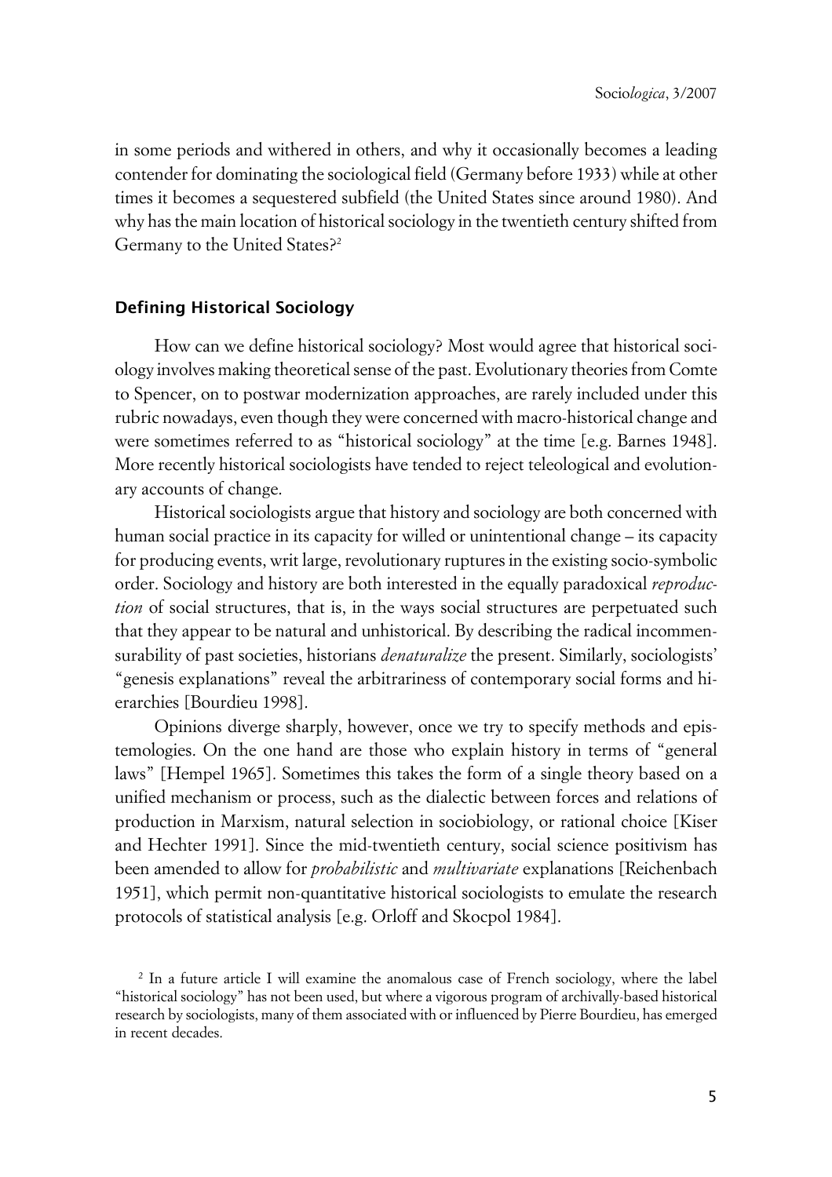in some periods and withered in others, and why it occasionally becomes a leading contender for dominating the sociological field (Germany before 1933) while at other times it becomes a sequestered subfield (the United States since around 1980). And why has the main location of historical sociology in the twentieth century shifted from Germany to the United States?[2]

## Defining Historical Sociology

How can we define historical sociology? Most would agree that historical sociology involves making theoretical sense of the past. Evolutionary theories from Comte to Spencer, on to postwar modernization approaches, are rarely included under this rubric nowadays, even though they were concerned with macro-historical change and were sometimes referred to as "historical sociology" at the time [e.g. Barnes 1948]. More recently historical sociologists have tended to reject teleological and evolutionary accounts of change.

Historical sociologists argue that history and sociology are both concerned with human social practice in its capacity for willed or unintentional change – its capacity for producing events, writ large, revolutionary ruptures in the existing socio-symbolic order. Sociology and history are both interested in the equally paradoxical *reproduction* of social structures, that is, in the ways social structures are perpetuated such that they appear to be natural and unhistorical. By describing the radical incommensurability of past societies, historians *denaturalize* the present. Similarly, sociologists' "genesis explanations" reveal the arbitrariness of contemporary social forms and hierarchies [Bourdieu 1998].

Opinions diverge sharply, however, once we try to specify methods and epistemologies. On the one hand are those who explain history in terms of "general laws" [Hempel 1965]. Sometimes this takes the form of a single theory based on a unified mechanism or process, such as the dialectic between forces and relations of production in Marxism, natural selection in sociobiology, or rational choice [Kiser and Hechter 1991]. Since the mid-twentieth century, social science positivism has been amended to allow for *probabilistic* and *multivariate* explanations [Reichenbach 1951], which permit non-quantitative historical sociologists to emulate the research protocols of statistical analysis [e.g. Orloff and Skocpol 1984].

[2] In a future article I will examine the anomalous case of French sociology, where the label "historical sociology" has not been used, but where a vigorous program of archivally-based historical research by sociologists, many of them associated with or influenced by Pierre Bourdieu, has emerged in recent decades.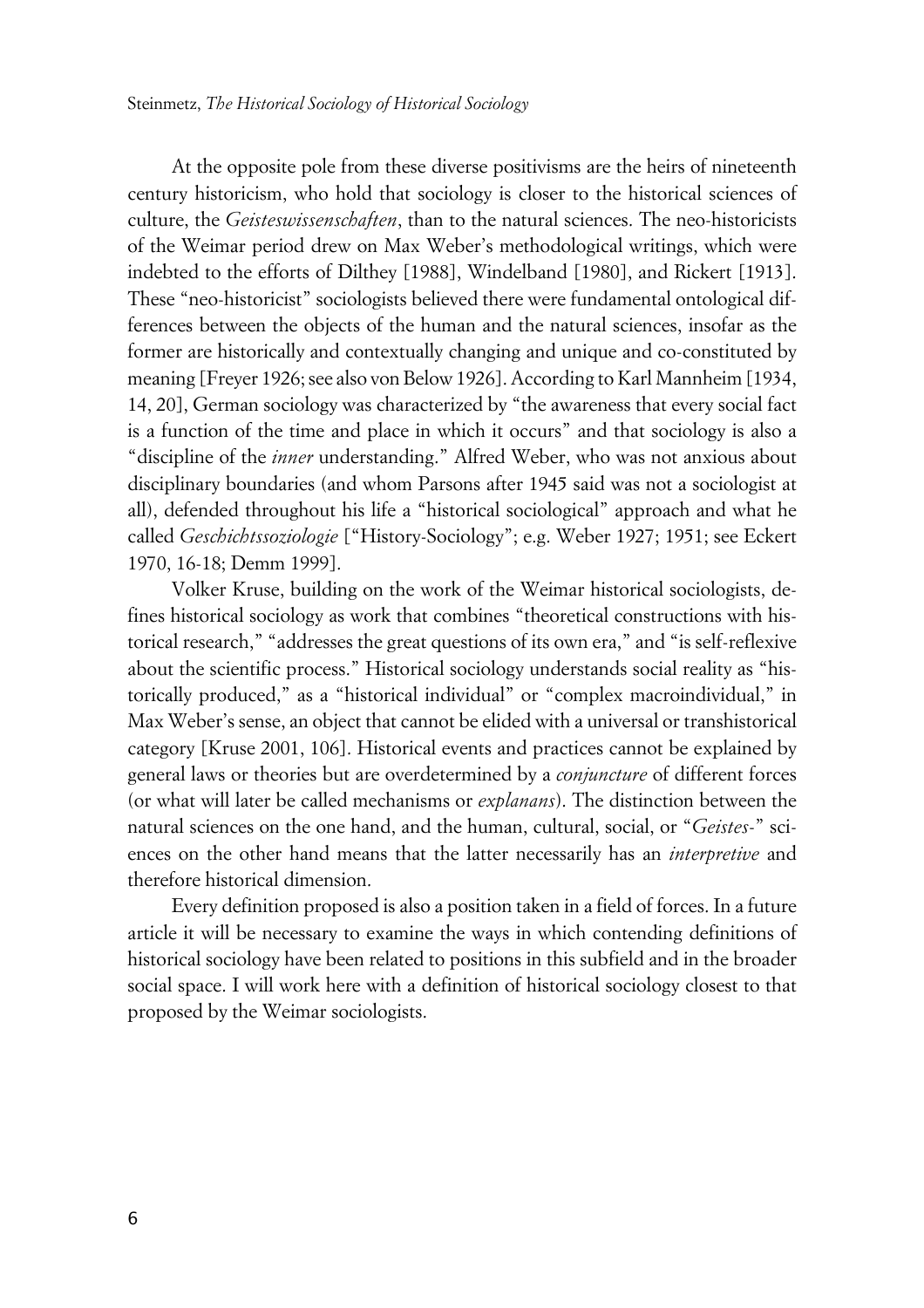At the opposite pole from these diverse positivisms are the heirs of nineteenth century historicism, who hold that sociology is closer to the historical sciences of culture, the *Geisteswissenschaften*, than to the natural sciences. The neo-historicists of the Weimar period drew on Max Weber's methodological writings, which were indebted to the efforts of Dilthey [1988], Windelband [1980], and Rickert [1913]. These "neo-historicist" sociologists believed there were fundamental ontological differences between the objects of the human and the natural sciences, insofar as the former are historically and contextually changing and unique and co-constituted by meaning [Freyer 1926; see also von Below 1926]. According to Karl Mannheim [1934, 14, 20], German sociology was characterized by "the awareness that every social fact is a function of the time and place in which it occurs" and that sociology is also a "discipline of the *inner* understanding." Alfred Weber, who was not anxious about disciplinary boundaries (and whom Parsons after 1945 said was not a sociologist at all), defended throughout his life a "historical sociological" approach and what he called *Geschichtssoziologie* ["History-Sociology"; e.g. Weber 1927; 1951; see Eckert 1970, 16-18; Demm 1999].

Volker Kruse, building on the work of the Weimar historical sociologists, defines historical sociology as work that combines "theoretical constructions with historical research," "addresses the great questions of its own era," and "is self-reflexive about the scientific process." Historical sociology understands social reality as "historically produced," as a "historical individual" or "complex macroindividual," in Max Weber's sense, an object that cannot be elided with a universal or transhistorical category [Kruse 2001, 106]. Historical events and practices cannot be explained by general laws or theories but are overdetermined by a *conjuncture* of different forces (or what will later be called mechanisms or *explanans*). The distinction between the natural sciences on the one hand, and the human, cultural, social, or "*Geistes-*" sciences on the other hand means that the latter necessarily has an *interpretive* and therefore historical dimension.

Every definition proposed is also a position taken in a field of forces. In a future article it will be necessary to examine the ways in which contending definitions of historical sociology have been related to positions in this subfield and in the broader social space. I will work here with a definition of historical sociology closest to that proposed by the Weimar sociologists.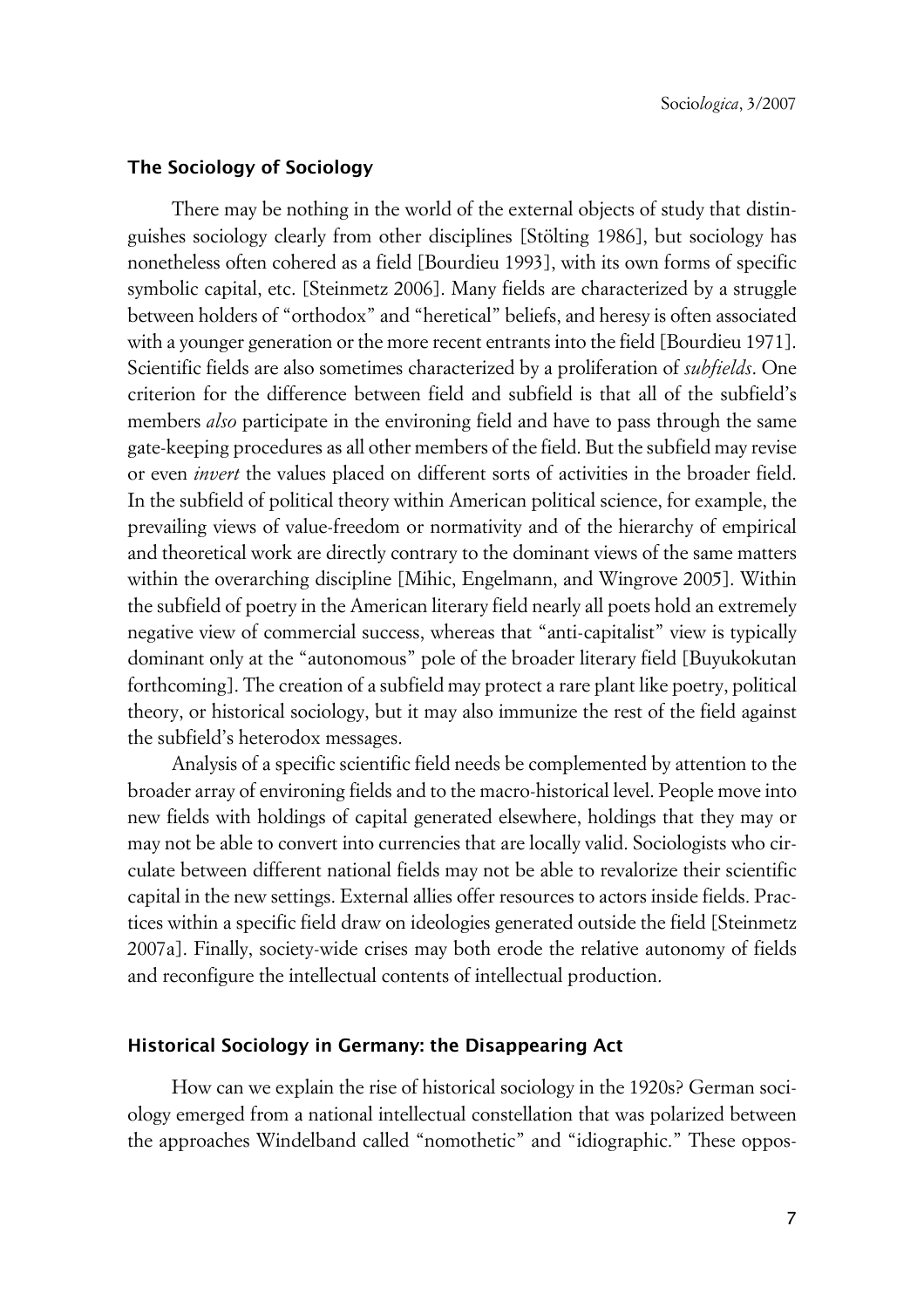### The Sociology of Sociology

There may be nothing in the world of the external objects of study that distinguishes sociology clearly from other disciplines [Stölting 1986], but sociology has nonetheless often cohered as a field [Bourdieu 1993], with its own forms of specific symbolic capital, etc. [Steinmetz 2006]. Many fields are characterized by a struggle between holders of "orthodox" and "heretical" beliefs, and heresy is often associated with a younger generation or the more recent entrants into the field [Bourdieu 1971]. Scientific fields are also sometimes characterized by a proliferation of *subfields*. One criterion for the difference between field and subfield is that all of the subfield's members *also* participate in the environing field and have to pass through the same gate-keeping procedures as all other members of the field. But the subfield may revise or even *invert* the values placed on different sorts of activities in the broader field. In the subfield of political theory within American political science, for example, the prevailing views of value-freedom or normativity and of the hierarchy of empirical and theoretical work are directly contrary to the dominant views of the same matters within the overarching discipline [Mihic, Engelmann, and Wingrove 2005]. Within the subfield of poetry in the American literary field nearly all poets hold an extremely negative view of commercial success, whereas that "anti-capitalist" view is typically dominant only at the "autonomous" pole of the broader literary field [Buyukokutan forthcoming]. The creation of a subfield may protect a rare plant like poetry, political theory, or historical sociology, but it may also immunize the rest of the field against the subfield's heterodox messages.

Analysis of a specific scientific field needs be complemented by attention to the broader array of environing fields and to the macro-historical level. People move into new fields with holdings of capital generated elsewhere, holdings that they may or may not be able to convert into currencies that are locally valid. Sociologists who circulate between different national fields may not be able to revalorize their scientific capital in the new settings. External allies offer resources to actors inside fields. Practices within a specific field draw on ideologies generated outside the field [Steinmetz 2007a]. Finally, society-wide crises may both erode the relative autonomy of fields and reconfigure the intellectual contents of intellectual production.

### Historical Sociology in Germany: the Disappearing Act

How can we explain the rise of historical sociology in the 1920s? German sociology emerged from a national intellectual constellation that was polarized between the approaches Windelband called "nomothetic" and "idiographic." These oppos-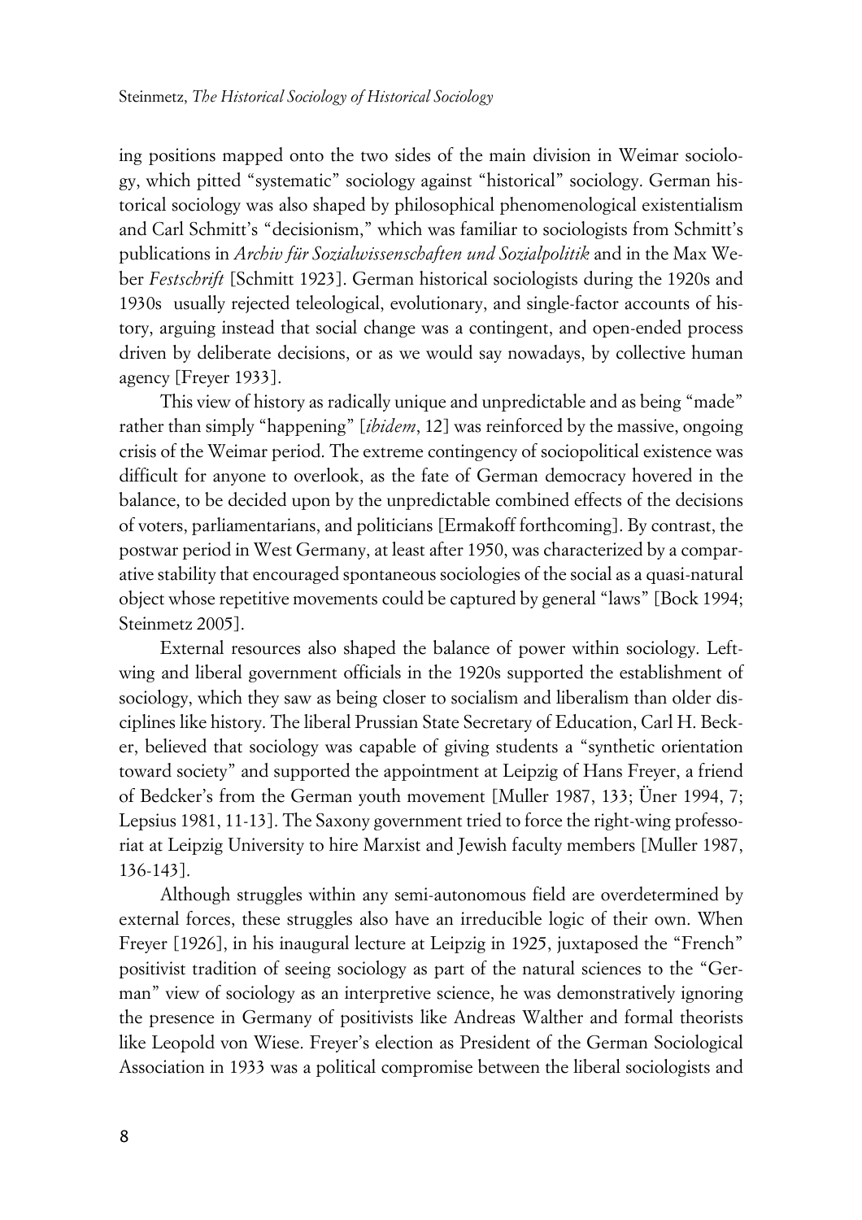ing positions mapped onto the two sides of the main division in Weimar sociology, which pitted "systematic" sociology against "historical" sociology. German historical sociology was also shaped by philosophical phenomenological existentialism and Carl Schmitt's "decisionism," which was familiar to sociologists from Schmitt's publications in *Archiv für Sozialwissenschaften und Sozialpolitik* and in the Max Weber *Festschrift* [Schmitt 1923]. German historical sociologists during the 1920s and 1930s usually rejected teleological, evolutionary, and single-factor accounts of history, arguing instead that social change was a contingent, and open-ended process driven by deliberate decisions, or as we would say nowadays, by collective human agency [Freyer 1933].

This view of history as radically unique and unpredictable and as being "made" rather than simply "happening" [*ibidem*, 12] was reinforced by the massive, ongoing crisis of the Weimar period. The extreme contingency of sociopolitical existence was difficult for anyone to overlook, as the fate of German democracy hovered in the balance, to be decided upon by the unpredictable combined effects of the decisions of voters, parliamentarians, and politicians [Ermakoff forthcoming]. By contrast, the postwar period in West Germany, at least after 1950, was characterized by a comparative stability that encouraged spontaneous sociologies of the social as a quasi-natural object whose repetitive movements could be captured by general "laws" [Bock 1994; Steinmetz 2005].

External resources also shaped the balance of power within sociology. Left-wing and liberal government officials in the 1920s supported the establishment of sociology, which they saw as being closer to socialism and liberalism than older disciplines like history. The liberal Prussian State Secretary of Education, Carl H. Becker, believed that sociology was capable of giving students a "synthetic orientation toward society" and supported the appointment at Leipzig of Hans Freyer, a friend of Bedcker's from the German youth movement [Muller 1987, 133; Üner 1994, 7; Lepsius 1981, 11-13]. The Saxony government tried to force the right-wing professoriat at Leipzig University to hire Marxist and Jewish faculty members [Muller 1987, 136-143].

Although struggles within any semi-autonomous field are overdetermined by external forces, these struggles also have an irreducible logic of their own. When Freyer [1926], in his inaugural lecture at Leipzig in 1925, juxtaposed the "French" positivist tradition of seeing sociology as part of the natural sciences to the "German" view of sociology as an interpretive science, he was demonstratively ignoring the presence in Germany of positivists like Andreas Walther and formal theorists like Leopold von Wiese. Freyer's election as President of the German Sociological Association in 1933 was a political compromise between the liberal sociologists and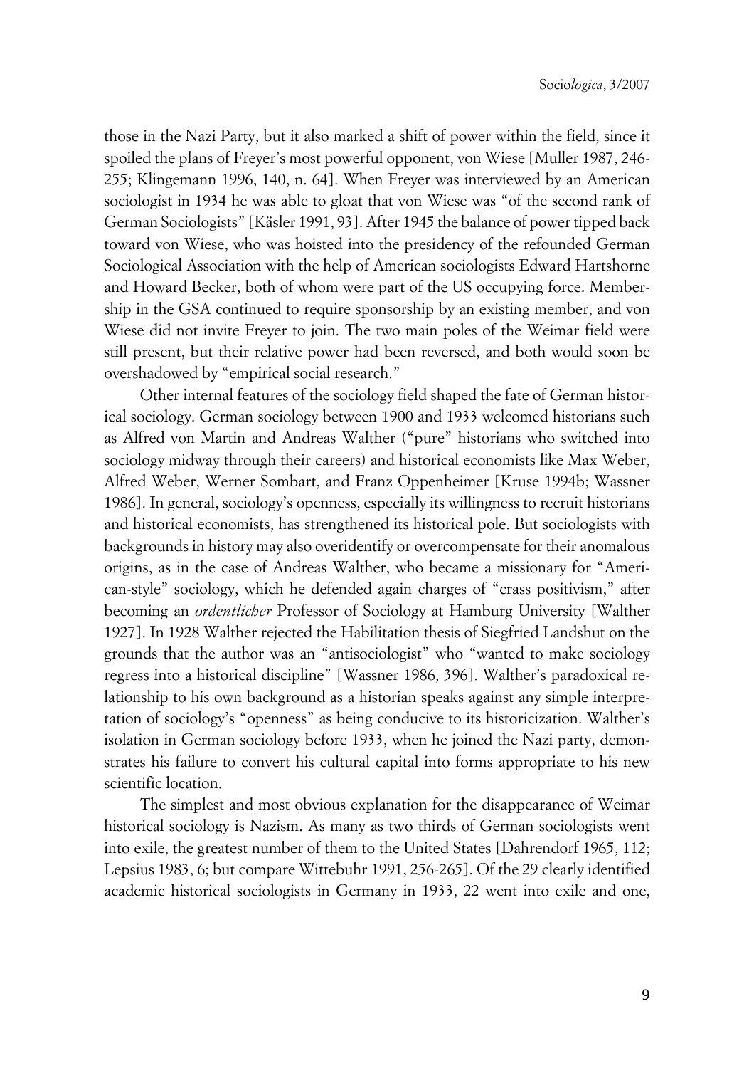those in the Nazi Party, but it also marked a shift of power within the field, since it spoiled the plans of Freyer's most powerful opponent, von Wiese [Muller 1987, 246-255; Klingemann 1996, 140, n. 64]. When Freyer was interviewed by an American sociologist in 1934 he was able to gloat that von Wiese was "of the second rank of German Sociologists" [Käsler 1991, 93]. After 1945 the balance of power tipped back toward von Wiese, who was hoisted into the presidency of the refounded German Sociological Association with the help of American sociologists Edward Hartshorne and Howard Becker, both of whom were part of the US occupying force. Membership in the GSA continued to require sponsorship by an existing member, and von Wiese did not invite Freyer to join. The two main poles of the Weimar field were still present, but their relative power had been reversed, and both would soon be overshadowed by "empirical social research."

Other internal features of the sociology field shaped the fate of German historical sociology. German sociology between 1900 and 1933 welcomed historians such as Alfred von Martin and Andreas Walther ("pure" historians who switched into sociology midway through their careers) and historical economists like Max Weber, Alfred Weber, Werner Sombart, and Franz Oppenheimer [Kruse 1994b; Wassner 1986]. In general, sociology's openness, especially its willingness to recruit historians and historical economists, has strengthened its historical pole. But sociologists with backgrounds in history may also overidentify or overcompensate for their anomalous origins, as in the case of Andreas Walther, who became a missionary for "American-style" sociology, which he defended again charges of "crass positivism," after becoming an *ordentlicher* Professor of Sociology at Hamburg University [Walther 1927]. In 1928 Walther rejected the Habilitation thesis of Siegfried Landshut on the grounds that the author was an "antisociologist" who "wanted to make sociology regress into a historical discipline" [Wassner 1986, 396]. Walther's paradoxical relationship to his own background as a historian speaks against any simple interpretation of sociology's "openness" as being conducive to its historicization. Walther's isolation in German sociology before 1933, when he joined the Nazi party, demonstrates his failure to convert his cultural capital into forms appropriate to his new scientific location.

The simplest and most obvious explanation for the disappearance of Weimar historical sociology is Nazism. As many as two thirds of German sociologists went into exile, the greatest number of them to the United States [Dahrendorf 1965, 112; Lepsius 1983, 6; but compare Wittebuhr 1991, 256-265]. Of the 29 clearly identified academic historical sociologists in Germany in 1933, 22 went into exile and one,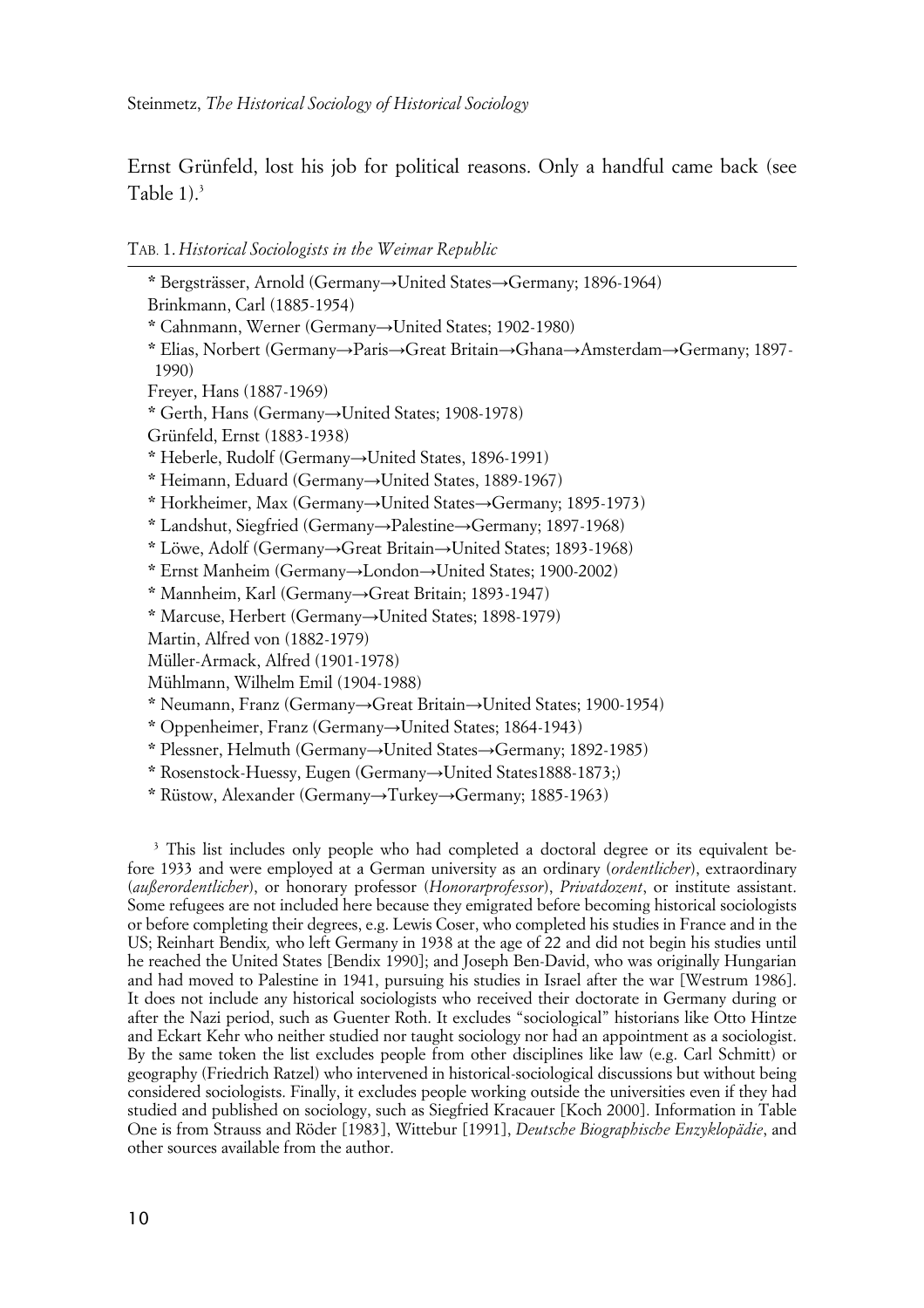Ernst Grünfeld, lost his job for political reasons. Only a handful came back (see Table 1).[3]

TAB. 1. *Historical Sociologists in the Weimar Republic*

* Bergsträsser, Arnold (Germany→United States→Germany; 1896-1964)
Brinkmann, Carl (1885-1954)
* Cahnmann, Werner (Germany→United States; 1902-1980)
* Elias, Norbert (Germany→Paris→Great Britain→Ghana→Amsterdam→Germany; 1897-1990)
Freyer, Hans (1887-1969)
* Gerth, Hans (Germany→United States; 1908-1978)
Grünfeld, Ernst (1883-1938)
* Heberle, Rudolf (Germany→United States, 1896-1991)
* Heimann, Eduard (Germany→United States, 1889-1967)
* Horkheimer, Max (Germany→United States→Germany; 1895-1973)
* Landshut, Siegfried (Germany→Palestine→Germany; 1897-1968)
* Löwe, Adolf (Germany→Great Britain→United States; 1893-1968)
* Ernst Manheim (Germany→London→United States; 1900-2002)
* Mannheim, Karl (Germany→Great Britain; 1893-1947)
* Marcuse, Herbert (Germany→United States; 1898-1979)
Martin, Alfred von (1882-1979)
Müller-Armack, Alfred (1901-1978)
Mühlmann, Wilhelm Emil (1904-1988)
* Neumann, Franz (Germany→Great Britain→United States; 1900-1954)
* Oppenheimer, Franz (Germany→United States; 1864-1943)
* Plessner, Helmuth (Germany→United States→Germany; 1892-1985)
* Rosenstock-Huessy, Eugen (Germany→United States1888-1873;)
* Rüstow, Alexander (Germany→Turkey→Germany; 1885-1963)

[3] This list includes only people who had completed a doctoral degree or its equivalent before 1933 and were employed at a German university as an ordinary (*ordentlicher*), extraordinary (*außerordentlicher*), or honorary professor (*Honorarprofessor*), *Privatdozent*, or institute assistant. Some refugees are not included here because they emigrated before becoming historical sociologists or before completing their degrees, e.g. Lewis Coser, who completed his studies in France and in the US; Reinhart Bendix*,* who left Germany in 1938 at the age of 22 and did not begin his studies until he reached the United States [Bendix 1990]; and Joseph Ben-David, who was originally Hungarian and had moved to Palestine in 1941, pursuing his studies in Israel after the war [Westrum 1986]. It does not include any historical sociologists who received their doctorate in Germany during or after the Nazi period, such as Guenter Roth. It excludes "sociological" historians like Otto Hintze and Eckart Kehr who neither studied nor taught sociology nor had an appointment as a sociologist. By the same token the list excludes people from other disciplines like law (e.g. Carl Schmitt) or geography (Friedrich Ratzel) who intervened in historical-sociological discussions but without being considered sociologists. Finally, it excludes people working outside the universities even if they had studied and published on sociology, such as Siegfried Kracauer [Koch 2000]. Information in Table One is from Strauss and Röder [1983], Wittebur [1991], *Deutsche Biographische Enzyklopädie*, and other sources available from the author.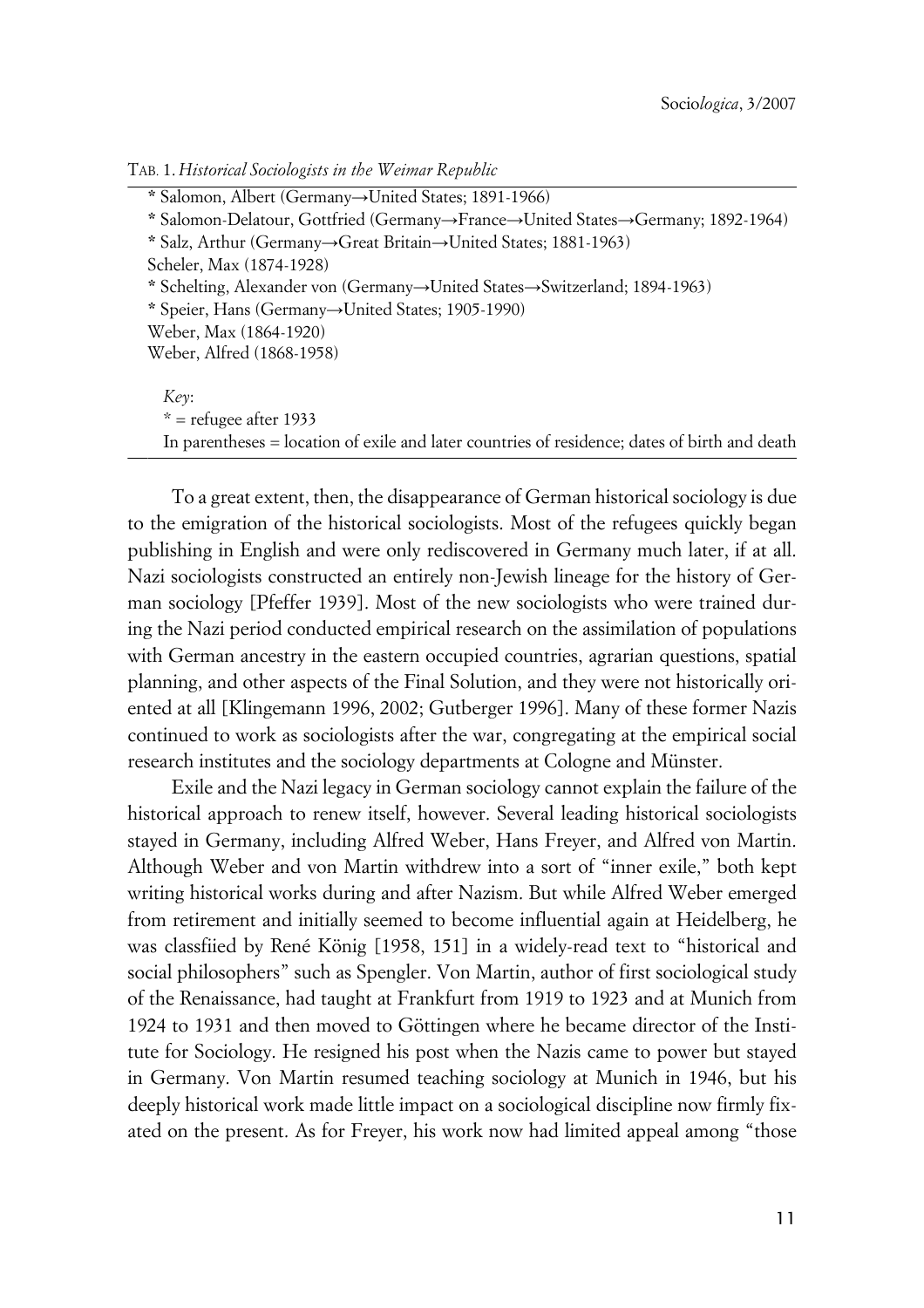TAB. 1. *Historical Sociologists in the Weimar Republic*

* Salomon, Albert (Germany→United States; 1891-1966)
* Salomon-Delatour, Gottfried (Germany→France→United States→Germany; 1892-1964)
* Salz, Arthur (Germany→Great Britain→United States; 1881-1963)
Scheler, Max (1874-1928)
* Schelting, Alexander von (Germany→United States→Switzerland; 1894-1963)
* Speier, Hans (Germany→United States; 1905-1990)
Weber, Max (1864-1920)
Weber, Alfred (1868-1958)

*Key*:
* = refugee after 1933
In parentheses = location of exile and later countries of residence; dates of birth and death

To a great extent, then, the disappearance of German historical sociology is due to the emigration of the historical sociologists. Most of the refugees quickly began publishing in English and were only rediscovered in Germany much later, if at all. Nazi sociologists constructed an entirely non-Jewish lineage for the history of German sociology [Pfeffer 1939]. Most of the new sociologists who were trained during the Nazi period conducted empirical research on the assimilation of populations with German ancestry in the eastern occupied countries, agrarian questions, spatial planning, and other aspects of the Final Solution, and they were not historically oriented at all [Klingemann 1996, 2002; Gutberger 1996]. Many of these former Nazis continued to work as sociologists after the war, congregating at the empirical social research institutes and the sociology departments at Cologne and Münster.

Exile and the Nazi legacy in German sociology cannot explain the failure of the historical approach to renew itself, however. Several leading historical sociologists stayed in Germany, including Alfred Weber, Hans Freyer, and Alfred von Martin. Although Weber and von Martin withdrew into a sort of "inner exile," both kept writing historical works during and after Nazism. But while Alfred Weber emerged from retirement and initially seemed to become influential again at Heidelberg, he was classfiied by René König [1958, 151] in a widely-read text to "historical and social philosophers" such as Spengler. Von Martin, author of first sociological study of the Renaissance, had taught at Frankfurt from 1919 to 1923 and at Munich from 1924 to 1931 and then moved to Göttingen where he became director of the Institute for Sociology. He resigned his post when the Nazis came to power but stayed in Germany. Von Martin resumed teaching sociology at Munich in 1946, but his deeply historical work made little impact on a sociological discipline now firmly fixated on the present. As for Freyer, his work now had limited appeal among "those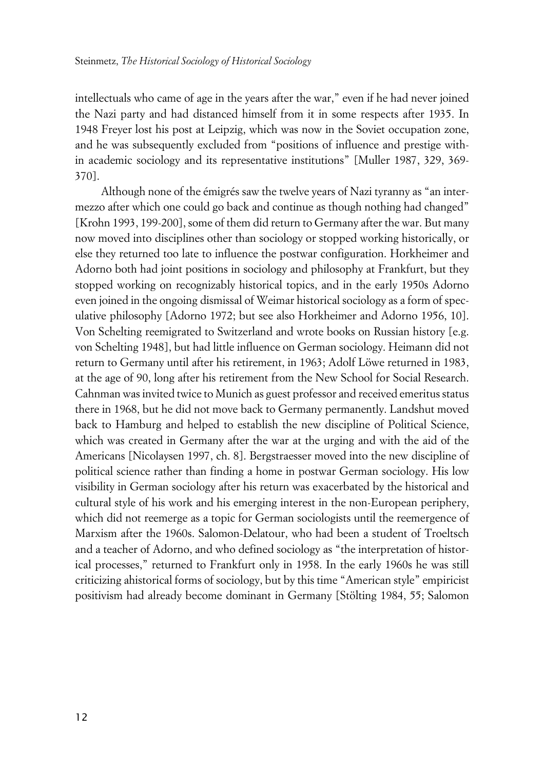intellectuals who came of age in the years after the war," even if he had never joined the Nazi party and had distanced himself from it in some respects after 1935. In 1948 Freyer lost his post at Leipzig, which was now in the Soviet occupation zone, and he was subsequently excluded from "positions of influence and prestige within academic sociology and its representative institutions" [Muller 1987, 329, 369-370].

Although none of the émigrés saw the twelve years of Nazi tyranny as "an intermezzo after which one could go back and continue as though nothing had changed" [Krohn 1993, 199-200], some of them did return to Germany after the war. But many now moved into disciplines other than sociology or stopped working historically, or else they returned too late to influence the postwar configuration. Horkheimer and Adorno both had joint positions in sociology and philosophy at Frankfurt, but they stopped working on recognizably historical topics, and in the early 1950s Adorno even joined in the ongoing dismissal of Weimar historical sociology as a form of speculative philosophy [Adorno 1972; but see also Horkheimer and Adorno 1956, 10]. Von Schelting reemigrated to Switzerland and wrote books on Russian history [e.g. von Schelting 1948], but had little influence on German sociology. Heimann did not return to Germany until after his retirement, in 1963; Adolf Löwe returned in 1983, at the age of 90, long after his retirement from the New School for Social Research. Cahnman was invited twice to Munich as guest professor and received emeritus status there in 1968, but he did not move back to Germany permanently. Landshut moved back to Hamburg and helped to establish the new discipline of Political Science, which was created in Germany after the war at the urging and with the aid of the Americans [Nicolaysen 1997, ch. 8]. Bergstraesser moved into the new discipline of political science rather than finding a home in postwar German sociology. His low visibility in German sociology after his return was exacerbated by the historical and cultural style of his work and his emerging interest in the non-European periphery, which did not reemerge as a topic for German sociologists until the reemergence of Marxism after the 1960s. Salomon-Delatour, who had been a student of Troeltsch and a teacher of Adorno, and who defined sociology as "the interpretation of historical processes," returned to Frankfurt only in 1958. In the early 1960s he was still criticizing ahistorical forms of sociology, but by this time "American style" empiricist positivism had already become dominant in Germany [Stölting 1984, 55; Salomon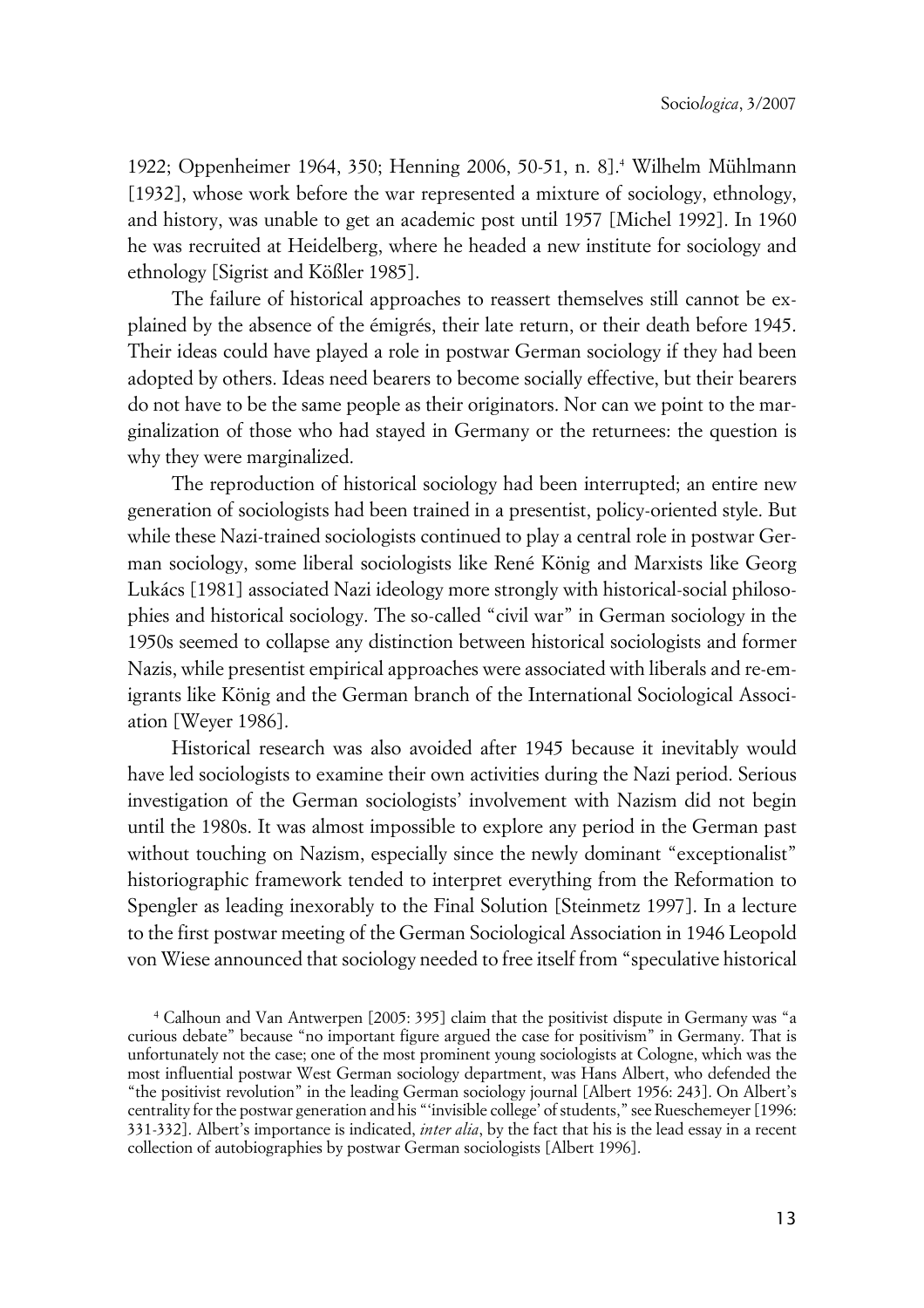1922; Oppenheimer 1964, 350; Henning 2006, 50-51, n. 8].[4] Wilhelm Mühlmann [1932], whose work before the war represented a mixture of sociology, ethnology, and history, was unable to get an academic post until 1957 [Michel 1992]. In 1960 he was recruited at Heidelberg, where he headed a new institute for sociology and ethnology [Sigrist and Kößler 1985].

The failure of historical approaches to reassert themselves still cannot be explained by the absence of the émigrés, their late return, or their death before 1945. Their ideas could have played a role in postwar German sociology if they had been adopted by others. Ideas need bearers to become socially effective, but their bearers do not have to be the same people as their originators. Nor can we point to the marginalization of those who had stayed in Germany or the returnees: the question is why they were marginalized.

The reproduction of historical sociology had been interrupted; an entire new generation of sociologists had been trained in a presentist, policy-oriented style. But while these Nazi-trained sociologists continued to play a central role in postwar German sociology, some liberal sociologists like René König and Marxists like Georg Lukács [1981] associated Nazi ideology more strongly with historical-social philosophies and historical sociology. The so-called "civil war" in German sociology in the 1950s seemed to collapse any distinction between historical sociologists and former Nazis, while presentist empirical approaches were associated with liberals and re-emigrants like König and the German branch of the International Sociological Association [Weyer 1986].

Historical research was also avoided after 1945 because it inevitably would have led sociologists to examine their own activities during the Nazi period. Serious investigation of the German sociologists' involvement with Nazism did not begin until the 1980s. It was almost impossible to explore any period in the German past without touching on Nazism, especially since the newly dominant "exceptionalist" historiographic framework tended to interpret everything from the Reformation to Spengler as leading inexorably to the Final Solution [Steinmetz 1997]. In a lecture to the first postwar meeting of the German Sociological Association in 1946 Leopold von Wiese announced that sociology needed to free itself from "speculative historical

[4] Calhoun and Van Antwerpen [2005: 395] claim that the positivist dispute in Germany was "a curious debate" because "no important figure argued the case for positivism" in Germany. That is unfortunately not the case; one of the most prominent young sociologists at Cologne, which was the most influential postwar West German sociology department, was Hans Albert, who defended the "the positivist revolution" in the leading German sociology journal [Albert 1956: 243]. On Albert's centrality for the postwar generation and his "'invisible college' of students," see Rueschemeyer [1996: 331-332]. Albert's importance is indicated, *inter alia*, by the fact that his is the lead essay in a recent collection of autobiographies by postwar German sociologists [Albert 1996].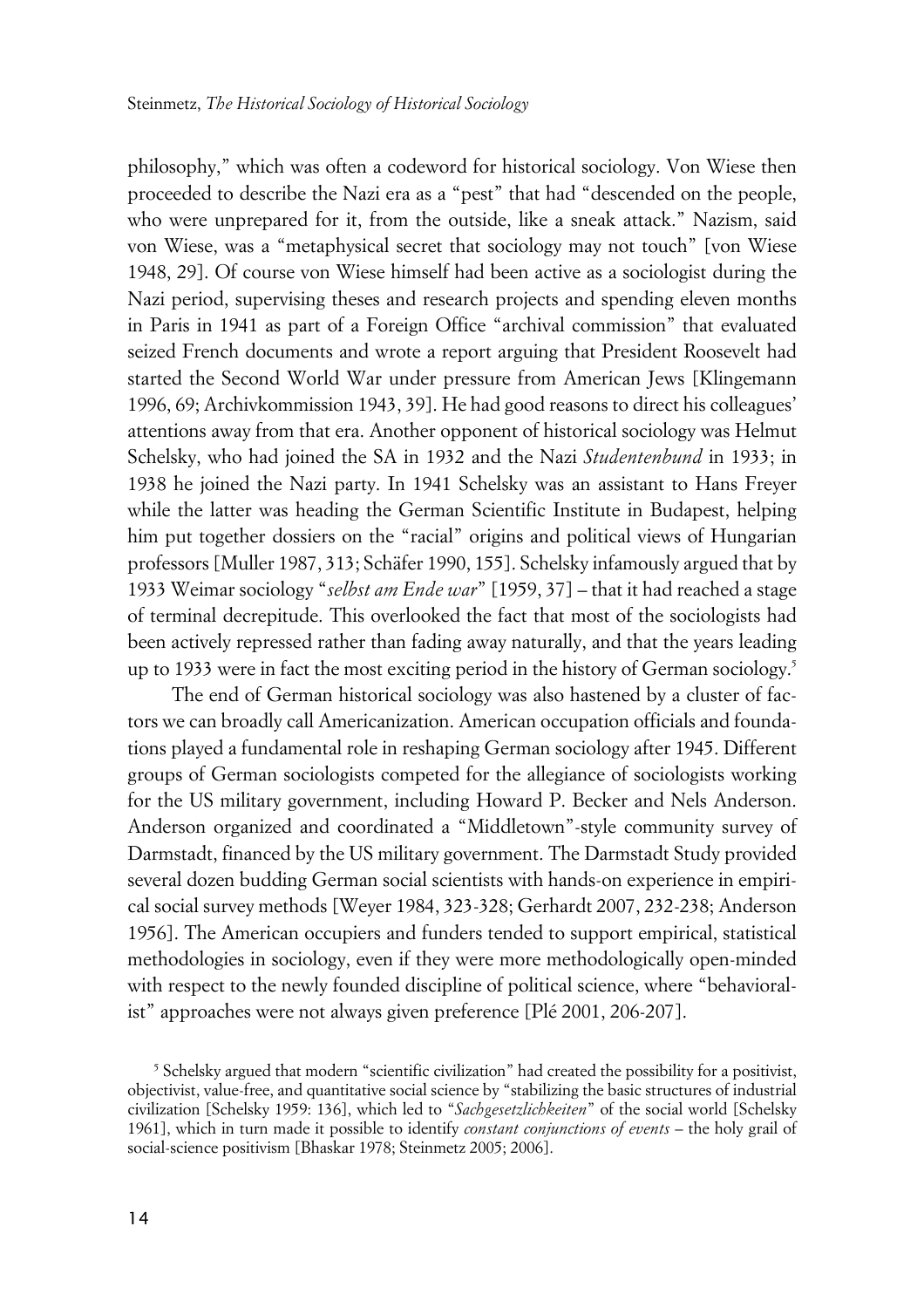philosophy," which was often a codeword for historical sociology. Von Wiese then proceeded to describe the Nazi era as a "pest" that had "descended on the people, who were unprepared for it, from the outside, like a sneak attack." Nazism, said von Wiese, was a "metaphysical secret that sociology may not touch" [von Wiese 1948, 29]. Of course von Wiese himself had been active as a sociologist during the Nazi period, supervising theses and research projects and spending eleven months in Paris in 1941 as part of a Foreign Office "archival commission" that evaluated seized French documents and wrote a report arguing that President Roosevelt had started the Second World War under pressure from American Jews [Klingemann 1996, 69; Archivkommission 1943, 39]. He had good reasons to direct his colleagues' attentions away from that era. Another opponent of historical sociology was Helmut Schelsky, who had joined the SA in 1932 and the Nazi *Studentenbund* in 1933; in 1938 he joined the Nazi party. In 1941 Schelsky was an assistant to Hans Freyer while the latter was heading the German Scientific Institute in Budapest, helping him put together dossiers on the "racial" origins and political views of Hungarian professors [Muller 1987, 313; Schäfer 1990, 155]. Schelsky infamously argued that by 1933 Weimar sociology "*selbst am Ende war*" [1959, 37] – that it had reached a stage of terminal decrepitude. This overlooked the fact that most of the sociologists had been actively repressed rather than fading away naturally, and that the years leading up to 1933 were in fact the most exciting period in the history of German sociology.[5]

The end of German historical sociology was also hastened by a cluster of factors we can broadly call Americanization. American occupation officials and foundations played a fundamental role in reshaping German sociology after 1945. Different groups of German sociologists competed for the allegiance of sociologists working for the US military government, including Howard P. Becker and Nels Anderson. Anderson organized and coordinated a "Middletown"-style community survey of Darmstadt, financed by the US military government. The Darmstadt Study provided several dozen budding German social scientists with hands-on experience in empirical social survey methods [Weyer 1984, 323-328; Gerhardt 2007, 232-238; Anderson 1956]. The American occupiers and funders tended to support empirical, statistical methodologies in sociology, even if they were more methodologically open-minded with respect to the newly founded discipline of political science, where "behavioralist" approaches were not always given preference [Plé 2001, 206-207].

[5] Schelsky argued that modern "scientific civilization" had created the possibility for a positivist, objectivist, value-free, and quantitative social science by "stabilizing the basic structures of industrial civilization [Schelsky 1959: 136], which led to "*Sachgesetzlichkeiten*" of the social world [Schelsky 1961], which in turn made it possible to identify *constant conjunctions of events* – the holy grail of social-science positivism [Bhaskar 1978; Steinmetz 2005; 2006].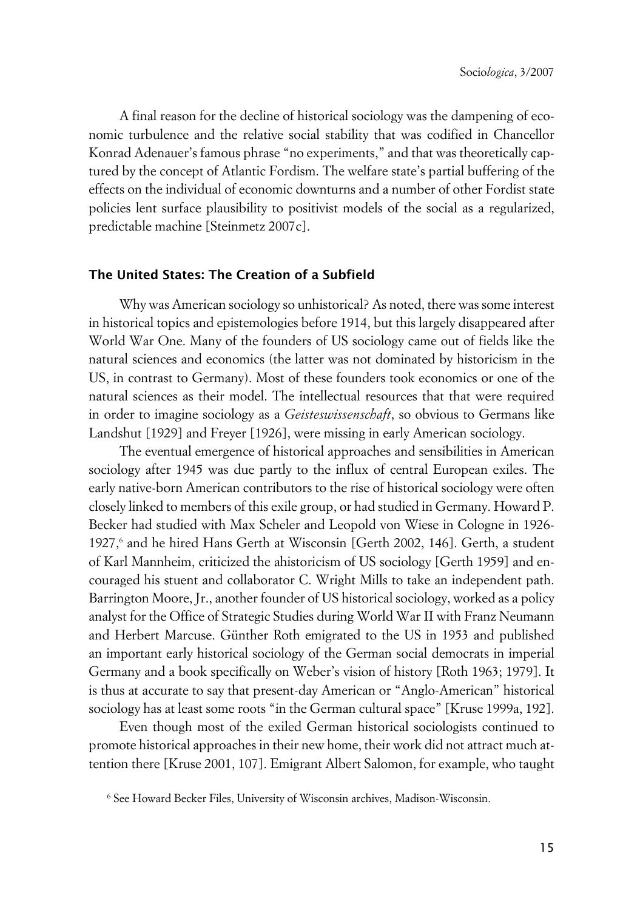A final reason for the decline of historical sociology was the dampening of economic turbulence and the relative social stability that was codified in Chancellor Konrad Adenauer's famous phrase "no experiments," and that was theoretically captured by the concept of Atlantic Fordism. The welfare state's partial buffering of the effects on the individual of economic downturns and a number of other Fordist state policies lent surface plausibility to positivist models of the social as a regularized, predictable machine [Steinmetz 2007c].

## The United States: The Creation of a Subfield

Why was American sociology so unhistorical? As noted, there was some interest in historical topics and epistemologies before 1914, but this largely disappeared after World War One. Many of the founders of US sociology came out of fields like the natural sciences and economics (the latter was not dominated by historicism in the US, in contrast to Germany). Most of these founders took economics or one of the natural sciences as their model. The intellectual resources that that were required in order to imagine sociology as a *Geisteswissenschaft*, so obvious to Germans like Landshut [1929] and Freyer [1926], were missing in early American sociology.

The eventual emergence of historical approaches and sensibilities in American sociology after 1945 was due partly to the influx of central European exiles. The early native-born American contributors to the rise of historical sociology were often closely linked to members of this exile group, or had studied in Germany. Howard P. Becker had studied with Max Scheler and Leopold von Wiese in Cologne in 1926-1927,[6] and he hired Hans Gerth at Wisconsin [Gerth 2002, 146]. Gerth, a student of Karl Mannheim, criticized the ahistoricism of US sociology [Gerth 1959] and encouraged his stuent and collaborator C. Wright Mills to take an independent path. Barrington Moore, Jr., another founder of US historical sociology, worked as a policy analyst for the Office of Strategic Studies during World War II with Franz Neumann and Herbert Marcuse. Günther Roth emigrated to the US in 1953 and published an important early historical sociology of the German social democrats in imperial Germany and a book specifically on Weber's vision of history [Roth 1963; 1979]. It is thus at accurate to say that present-day American or "Anglo-American" historical sociology has at least some roots "in the German cultural space" [Kruse 1999a, 192].

Even though most of the exiled German historical sociologists continued to promote historical approaches in their new home, their work did not attract much attention there [Kruse 2001, 107]. Emigrant Albert Salomon, for example, who taught

[6] See Howard Becker Files, University of Wisconsin archives, Madison-Wisconsin.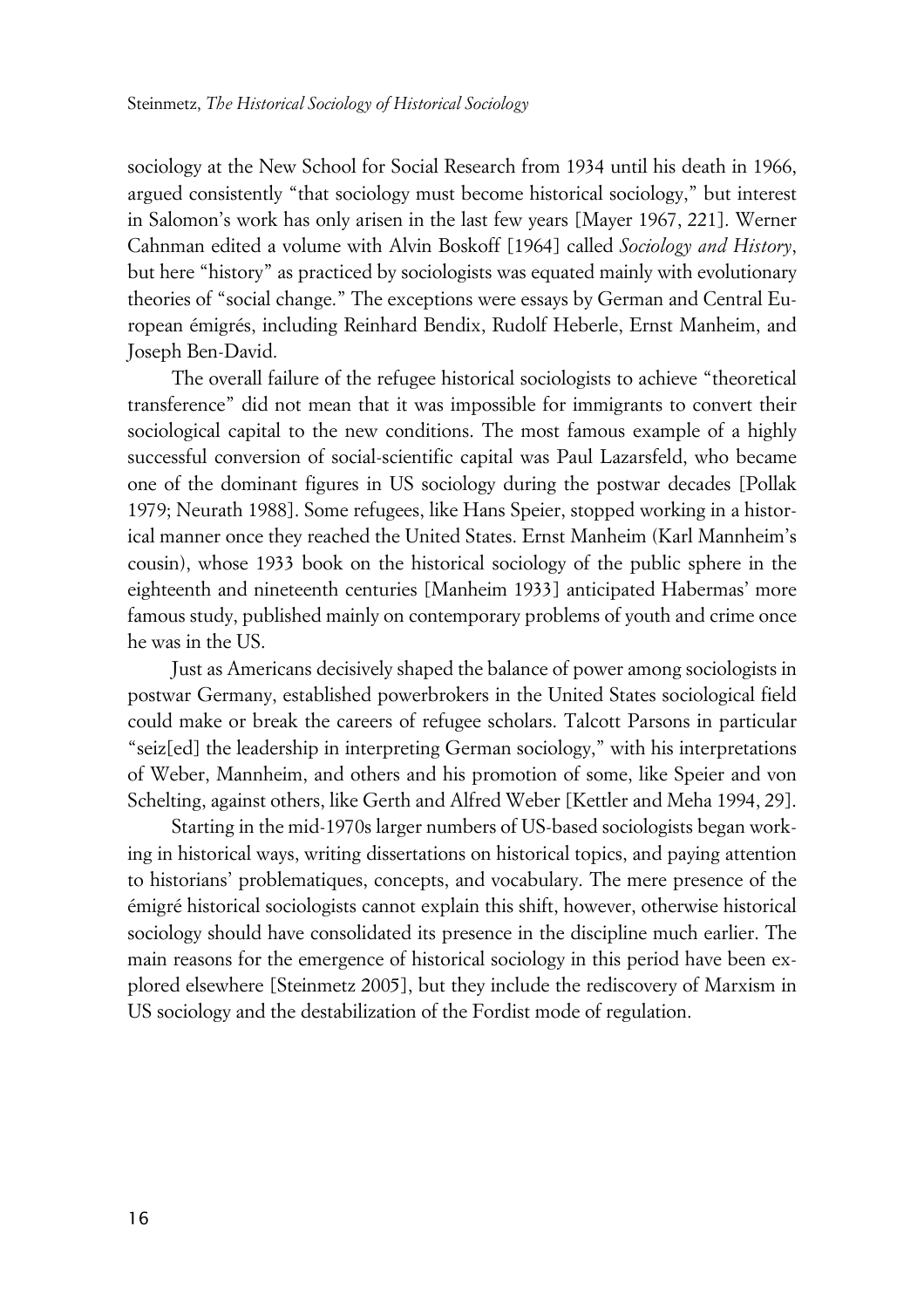sociology at the New School for Social Research from 1934 until his death in 1966, argued consistently "that sociology must become historical sociology," but interest in Salomon's work has only arisen in the last few years [Mayer 1967, 221]. Werner Cahnman edited a volume with Alvin Boskoff [1964] called *Sociology and History*, but here "history" as practiced by sociologists was equated mainly with evolutionary theories of "social change." The exceptions were essays by German and Central European émigrés, including Reinhard Bendix, Rudolf Heberle, Ernst Manheim, and Joseph Ben-David.

The overall failure of the refugee historical sociologists to achieve "theoretical transference" did not mean that it was impossible for immigrants to convert their sociological capital to the new conditions. The most famous example of a highly successful conversion of social-scientific capital was Paul Lazarsfeld, who became one of the dominant figures in US sociology during the postwar decades [Pollak 1979; Neurath 1988]. Some refugees, like Hans Speier, stopped working in a historical manner once they reached the United States. Ernst Manheim (Karl Mannheim's cousin), whose 1933 book on the historical sociology of the public sphere in the eighteenth and nineteenth centuries [Manheim 1933] anticipated Habermas' more famous study, published mainly on contemporary problems of youth and crime once he was in the US.

Just as Americans decisively shaped the balance of power among sociologists in postwar Germany, established powerbrokers in the United States sociological field could make or break the careers of refugee scholars. Talcott Parsons in particular "seiz[ed] the leadership in interpreting German sociology," with his interpretations of Weber, Mannheim, and others and his promotion of some, like Speier and von Schelting, against others, like Gerth and Alfred Weber [Kettler and Meha 1994, 29].

Starting in the mid-1970s larger numbers of US-based sociologists began working in historical ways, writing dissertations on historical topics, and paying attention to historians' problematiques, concepts, and vocabulary. The mere presence of the émigré historical sociologists cannot explain this shift, however, otherwise historical sociology should have consolidated its presence in the discipline much earlier. The main reasons for the emergence of historical sociology in this period have been explored elsewhere [Steinmetz 2005], but they include the rediscovery of Marxism in US sociology and the destabilization of the Fordist mode of regulation.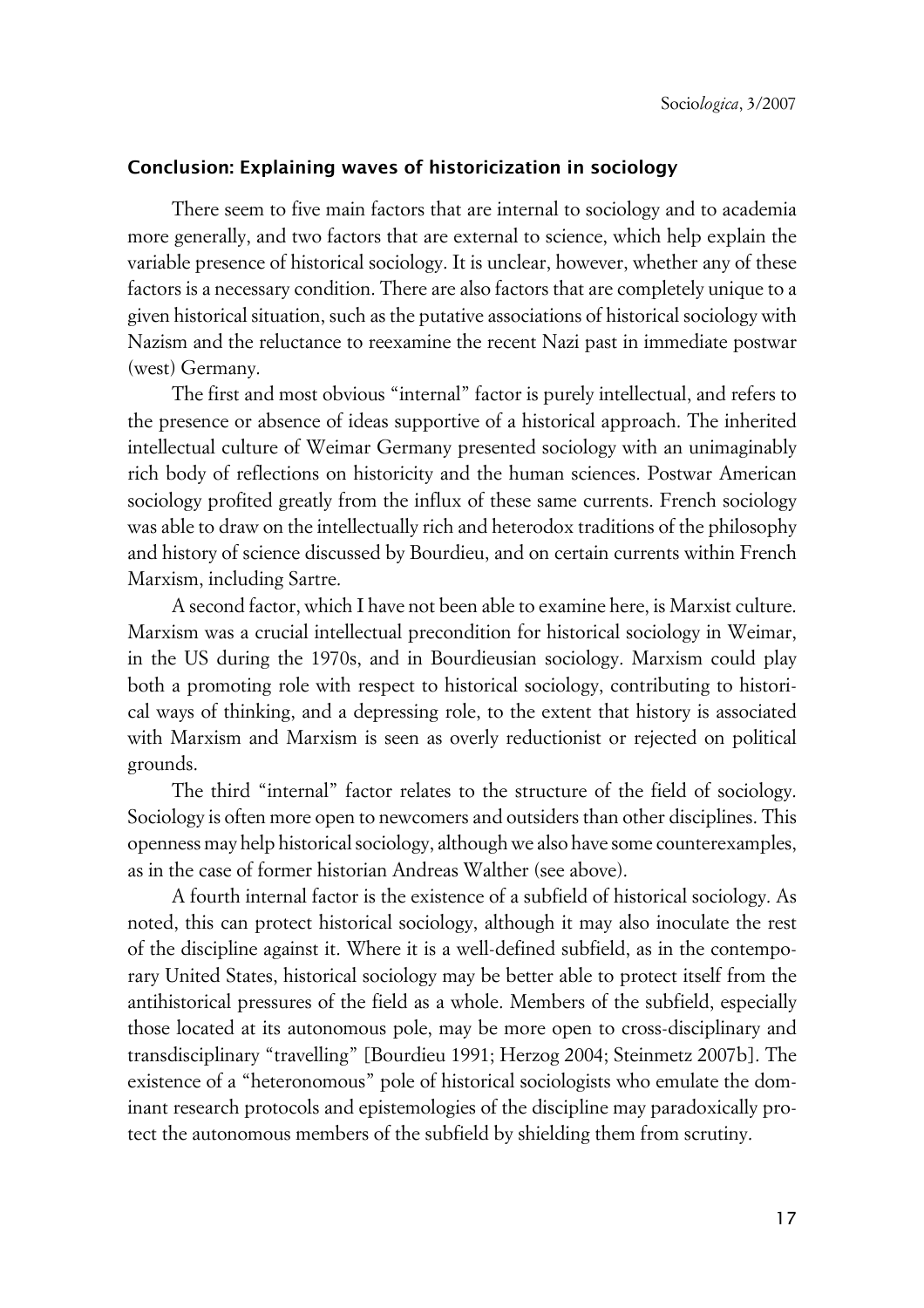## Conclusion: Explaining waves of historicization in sociology

There seem to five main factors that are internal to sociology and to academia more generally, and two factors that are external to science, which help explain the variable presence of historical sociology. It is unclear, however, whether any of these factors is a necessary condition. There are also factors that are completely unique to a given historical situation, such as the putative associations of historical sociology with Nazism and the reluctance to reexamine the recent Nazi past in immediate postwar (west) Germany.

The first and most obvious "internal" factor is purely intellectual, and refers to the presence or absence of ideas supportive of a historical approach. The inherited intellectual culture of Weimar Germany presented sociology with an unimaginably rich body of reflections on historicity and the human sciences. Postwar American sociology profited greatly from the influx of these same currents. French sociology was able to draw on the intellectually rich and heterodox traditions of the philosophy and history of science discussed by Bourdieu, and on certain currents within French Marxism, including Sartre.

A second factor, which I have not been able to examine here, is Marxist culture. Marxism was a crucial intellectual precondition for historical sociology in Weimar, in the US during the 1970s, and in Bourdieusian sociology. Marxism could play both a promoting role with respect to historical sociology, contributing to historical ways of thinking, and a depressing role, to the extent that history is associated with Marxism and Marxism is seen as overly reductionist or rejected on political grounds.

The third "internal" factor relates to the structure of the field of sociology. Sociology is often more open to newcomers and outsiders than other disciplines. This openness may help historical sociology, although we also have some counterexamples, as in the case of former historian Andreas Walther (see above).

A fourth internal factor is the existence of a subfield of historical sociology. As noted, this can protect historical sociology, although it may also inoculate the rest of the discipline against it. Where it is a well-defined subfield, as in the contemporary United States, historical sociology may be better able to protect itself from the antihistorical pressures of the field as a whole. Members of the subfield, especially those located at its autonomous pole, may be more open to cross-disciplinary and transdisciplinary "travelling" [Bourdieu 1991; Herzog 2004; Steinmetz 2007b]. The existence of a "heteronomous" pole of historical sociologists who emulate the dominant research protocols and epistemologies of the discipline may paradoxically protect the autonomous members of the subfield by shielding them from scrutiny.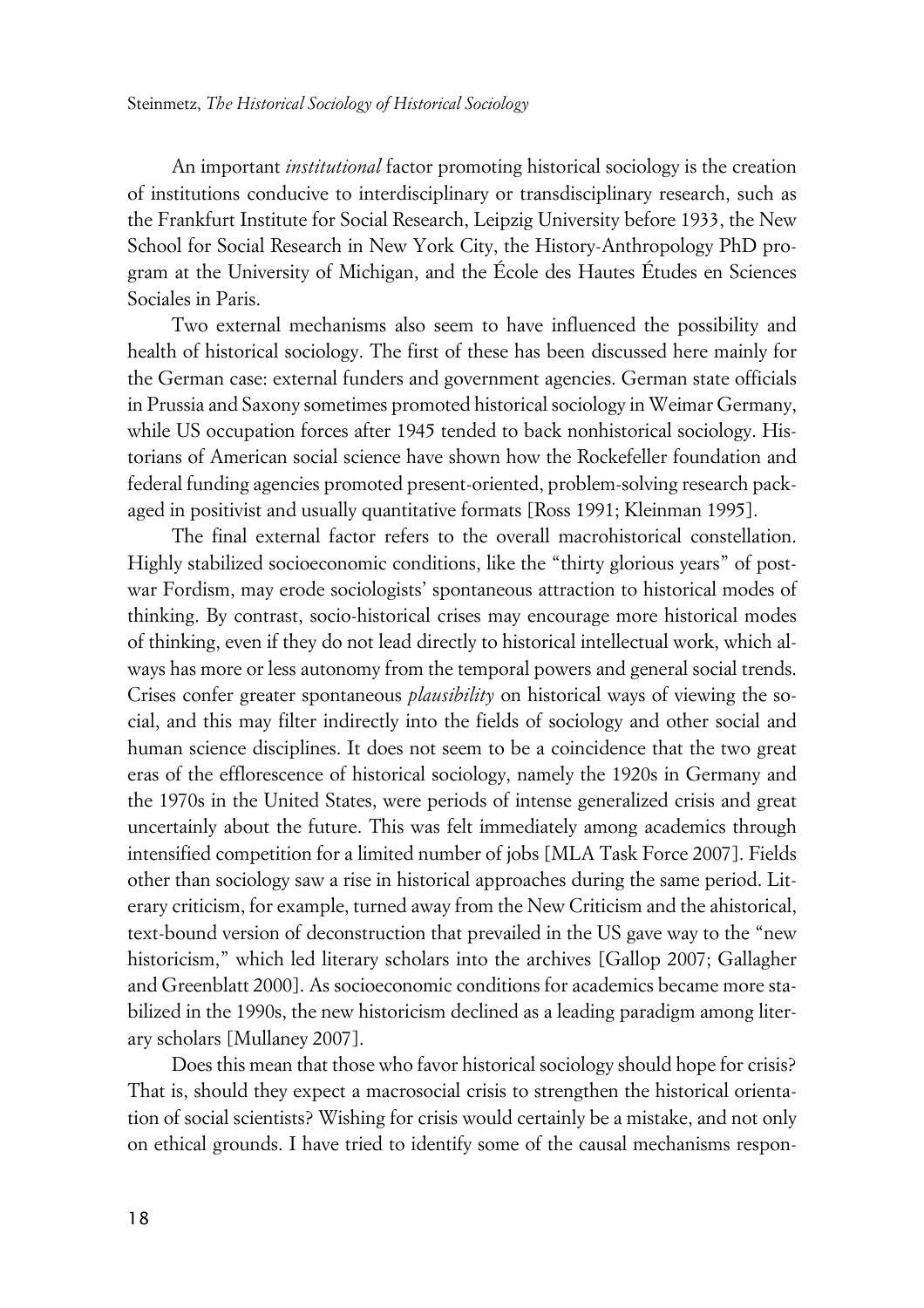An important *institutional* factor promoting historical sociology is the creation of institutions conducive to interdisciplinary or transdisciplinary research, such as the Frankfurt Institute for Social Research, Leipzig University before 1933, the New School for Social Research in New York City, the History-Anthropology PhD program at the University of Michigan, and the École des Hautes Études en Sciences Sociales in Paris.

Two external mechanisms also seem to have influenced the possibility and health of historical sociology. The first of these has been discussed here mainly for the German case: external funders and government agencies. German state officials in Prussia and Saxony sometimes promoted historical sociology in Weimar Germany, while US occupation forces after 1945 tended to back nonhistorical sociology. Historians of American social science have shown how the Rockefeller foundation and federal funding agencies promoted present-oriented, problem-solving research packaged in positivist and usually quantitative formats [Ross 1991; Kleinman 1995].

The final external factor refers to the overall macrohistorical constellation. Highly stabilized socioeconomic conditions, like the "thirty glorious years" of postwar Fordism, may erode sociologists' spontaneous attraction to historical modes of thinking. By contrast, socio-historical crises may encourage more historical modes of thinking, even if they do not lead directly to historical intellectual work, which always has more or less autonomy from the temporal powers and general social trends. Crises confer greater spontaneous *plausibility* on historical ways of viewing the social, and this may filter indirectly into the fields of sociology and other social and human science disciplines. It does not seem to be a coincidence that the two great eras of the efflorescence of historical sociology, namely the 1920s in Germany and the 1970s in the United States, were periods of intense generalized crisis and great uncertainly about the future. This was felt immediately among academics through intensified competition for a limited number of jobs [MLA Task Force 2007]. Fields other than sociology saw a rise in historical approaches during the same period. Literary criticism, for example, turned away from the New Criticism and the ahistorical, text-bound version of deconstruction that prevailed in the US gave way to the "new historicism," which led literary scholars into the archives [Gallop 2007; Gallagher and Greenblatt 2000]. As socioeconomic conditions for academics became more stabilized in the 1990s, the new historicism declined as a leading paradigm among literary scholars [Mullaney 2007].

Does this mean that those who favor historical sociology should hope for crisis? That is, should they expect a macrosocial crisis to strengthen the historical orientation of social scientists? Wishing for crisis would certainly be a mistake, and not only on ethical grounds. I have tried to identify some of the causal mechanisms respon-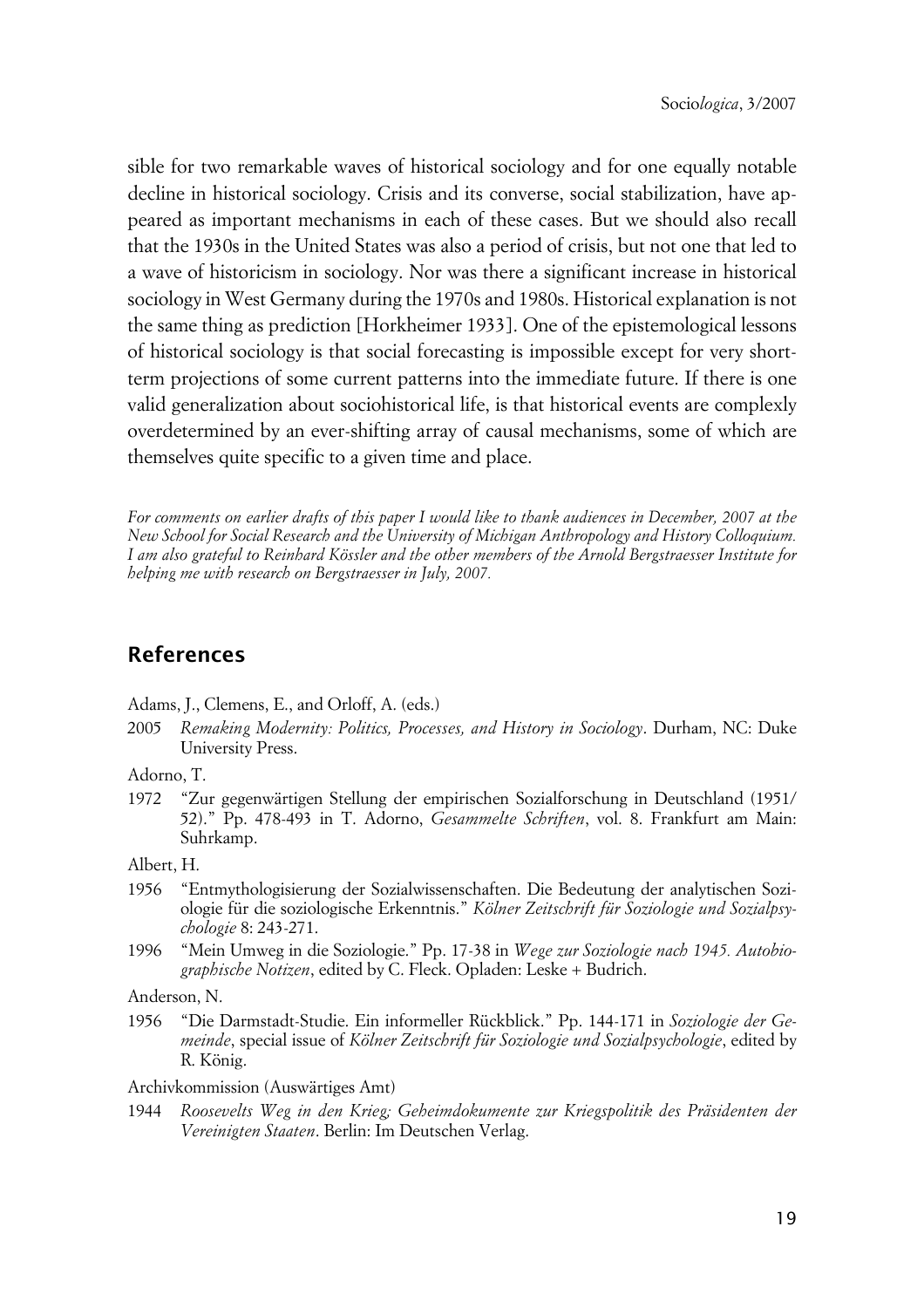sible for two remarkable waves of historical sociology and for one equally notable decline in historical sociology. Crisis and its converse, social stabilization, have appeared as important mechanisms in each of these cases. But we should also recall that the 1930s in the United States was also a period of crisis, but not one that led to a wave of historicism in sociology. Nor was there a significant increase in historical sociology in West Germany during the 1970s and 1980s. Historical explanation is not the same thing as prediction [Horkheimer 1933]. One of the epistemological lessons of historical sociology is that social forecasting is impossible except for very short-term projections of some current patterns into the immediate future. If there is one valid generalization about sociohistorical life, is that historical events are complexly overdetermined by an ever-shifting array of causal mechanisms, some of which are themselves quite specific to a given time and place.

*For comments on earlier drafts of this paper I would like to thank audiences in December, 2007 at the New School for Social Research and the University of Michigan Anthropology and History Colloquium. I am also grateful to Reinhard Kössler and the other members of the Arnold Bergstraesser Institute for helping me with research on Bergstraesser in July, 2007.*

## References

Adams, J., Clemens, E., and Orloff, A. (eds.)

2005 *Remaking Modernity: Politics, Processes, and History in Sociology*. Durham, NC: Duke University Press.

Adorno, T.

1972 "Zur gegenwärtigen Stellung der empirischen Sozialforschung in Deutschland (1951/52)." Pp. 478-493 in T. Adorno, *Gesammelte Schriften*, vol. 8. Frankfurt am Main: Suhrkamp.

Albert, H.

1956 "Entmythologisierung der Sozialwissenschaften. Die Bedeutung der analytischen Soziologie für die soziologische Erkenntnis." *Kölner Zeitschrift für Soziologie und Sozialpsychologie* 8: 243-271.

1996 "Mein Umweg in die Soziologie." Pp. 17-38 in *Wege zur Soziologie nach 1945. Autobiographische Notizen*, edited by C. Fleck. Opladen: Leske + Budrich.

Anderson, N.

1956 "Die Darmstadt-Studie. Ein informeller Rückblick." Pp. 144-171 in *Soziologie der Gemeinde*, special issue of *Kölner Zeitschrift für Soziologie und Sozialpsychologie*, edited by R. König.

Archivkommission (Auswärtiges Amt)

1944 *Roosevelts Weg in den Krieg; Geheimdokumente zur Kriegspolitik des Präsidenten der Vereinigten Staaten*. Berlin: Im Deutschen Verlag.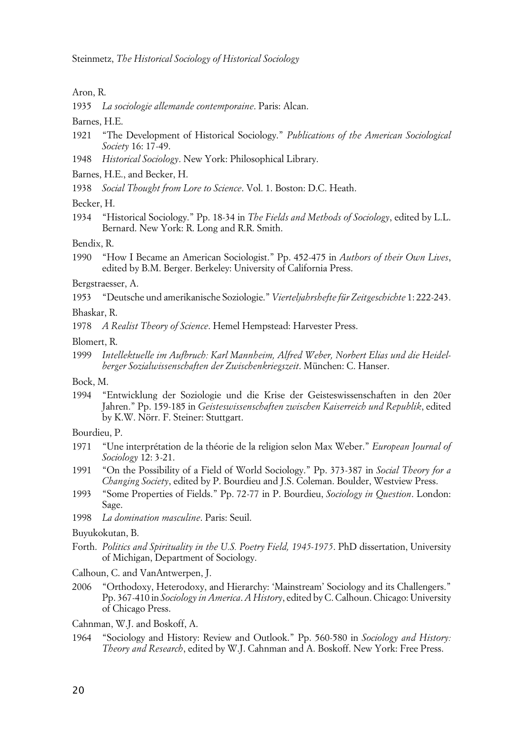Aron, R.

1935 *La sociologie allemande contemporaine*. Paris: Alcan.

Barnes, H.E.

1921 "The Development of Historical Sociology." *Publications of the American Sociological Society* 16: 17-49.

1948 *Historical Sociology*. New York: Philosophical Library.

Barnes, H.E., and Becker, H.

1938 *Social Thought from Lore to Science*. Vol. 1. Boston: D.C. Heath.

Becker, H.

1934 "Historical Sociology." Pp. 18-34 in *The Fields and Methods of Sociology*, edited by L.L. Bernard. New York: R. Long and R.R. Smith.

Bendix, R.

1990 "How I Became an American Sociologist." Pp. 452-475 in *Authors of their Own Lives*, edited by B.M. Berger. Berkeley: University of California Press.

Bergstraesser, A.

1953 "Deutsche und amerikanische Soziologie." *Vierteljahrshefte für Zeitgeschichte* 1: 222-243.

Bhaskar, R.

1978 *A Realist Theory of Science*. Hemel Hempstead: Harvester Press.

Blomert, R.

1999 *Intellektuelle im Aufbruch: Karl Mannheim, Alfred Weber, Norbert Elias und die Heidelberger Sozialwissenschaften der Zwischenkriegszeit*. München: C. Hanser.

Bock, M.

1994 "Entwicklung der Soziologie und die Krise der Geisteswissenschaften in den 20er Jahren." Pp. 159-185 in *Geisteswissenschaften zwischen Kaiserreich und Republik*, edited by K.W. Nörr. F. Steiner: Stuttgart.

Bourdieu, P.

1971 "Une interprétation de la théorie de la religion selon Max Weber." *European Journal of Sociology* 12: 3-21.

1991 "On the Possibility of a Field of World Sociology." Pp. 373-387 in *Social Theory for a Changing Society*, edited by P. Bourdieu and J.S. Coleman. Boulder, Westview Press.

1993 "Some Properties of Fields." Pp. 72-77 in P. Bourdieu, *Sociology in Question*. London: Sage.

1998 *La domination masculine*. Paris: Seuil.

Buyukokutan, B.

Forth. *Politics and Spirituality in the U.S. Poetry Field, 1945-1975*. PhD dissertation, University of Michigan, Department of Sociology.

Calhoun, C. and VanAntwerpen, J.

2006 "Orthodoxy, Heterodoxy, and Hierarchy: 'Mainstream' Sociology and its Challengers." Pp. 367-410 in *Sociology in America. A History*, edited by C. Calhoun. Chicago: University of Chicago Press.

Cahnman, W.J. and Boskoff, A.

1964 "Sociology and History: Review and Outlook." Pp. 560-580 in *Sociology and History: Theory and Research*, edited by W.J. Cahnman and A. Boskoff. New York: Free Press.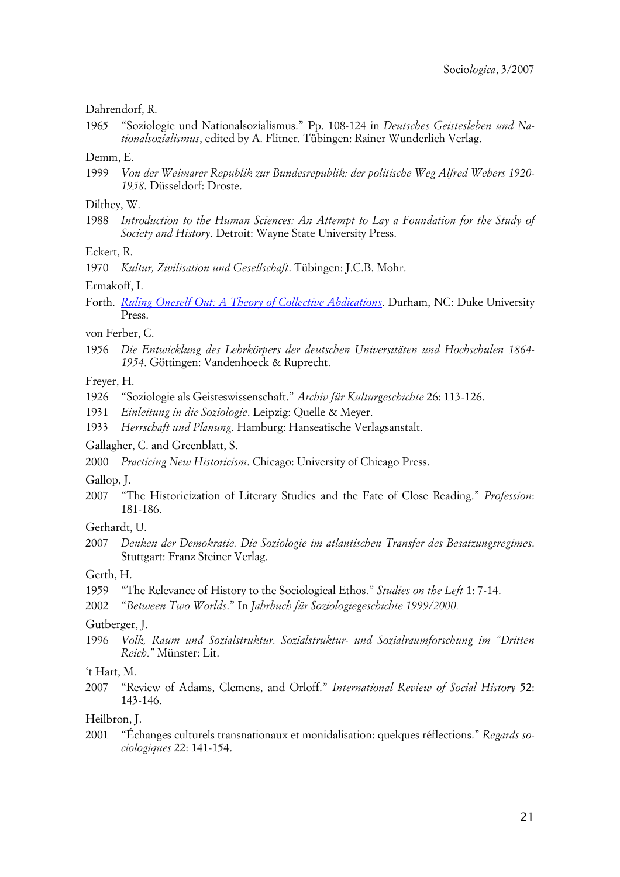Dahrendorf, R.

1965 "Soziologie und Nationalsozialismus." Pp. 108-124 in *Deutsches Geistesleben und Nationalsozialismus*, edited by A. Flitner. Tübingen: Rainer Wunderlich Verlag.

Demm, E.

1999 *Von der Weimarer Republik zur Bundesrepublik: der politische Weg Alfred Webers 1920-1958*. Düsseldorf: Droste.

Dilthey, W.

1988 *Introduction to the Human Sciences: An Attempt to Lay a Foundation for the Study of Society and History*. Detroit: Wayne State University Press.

Eckert, R.

1970 *Kultur, Zivilisation und Gesellschaft*. Tübingen: J.C.B. Mohr.

Ermakoff, I.

Forth. *Ruling Oneself Out: A Theory of Collective Abdications*. Durham, NC: Duke University Press.

von Ferber, C.

1956 *Die Entwicklung des Lehrkörpers der deutschen Universitäten und Hochschulen 1864-1954*. Göttingen: Vandenhoeck & Ruprecht.

Freyer, H.

1926 "Soziologie als Geisteswissenschaft." *Archiv für Kulturgeschichte* 26: 113-126.

1931 *Einleitung in die Soziologie*. Leipzig: Quelle & Meyer.

1933 *Herrschaft und Planung*. Hamburg: Hanseatische Verlagsanstalt.

Gallagher, C. and Greenblatt, S.

2000 *Practicing New Historicism*. Chicago: University of Chicago Press.

Gallop, J.

2007 "The Historicization of Literary Studies and the Fate of Close Reading." *Profession*: 181-186.

Gerhardt, U.

2007 *Denken der Demokratie. Die Soziologie im atlantischen Transfer des Besatzungsregimes*. Stuttgart: Franz Steiner Verlag.

Gerth, H.

1959 "The Relevance of History to the Sociological Ethos." *Studies on the Left* 1: 7-14.

2002 "*Between Two Worlds*." In *Jahrbuch für Soziologiegeschichte 1999/2000.*

Gutberger, J.

1996 *Volk, Raum und Sozialstruktur. Sozialstruktur- und Sozialraumforschung im "Dritten Reich."* Münster: Lit.

't Hart, M.

2007 "Review of Adams, Clemens, and Orloff." *International Review of Social History* 52: 143-146.

Heilbron, J.

2001 "Échanges culturels transnationaux et monidalisation: quelques réflections." *Regards sociologiques* 22: 141-154.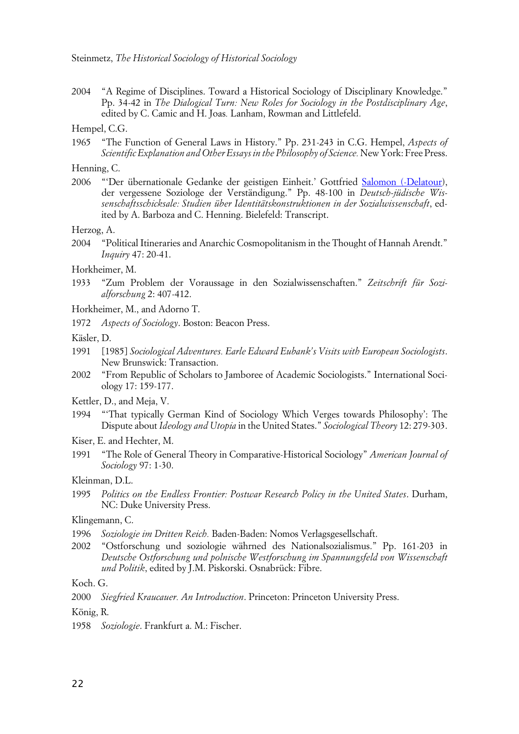2004 "A Regime of Disciplines. Toward a Historical Sociology of Disciplinary Knowledge." Pp. 34-42 in *The Dialogical Turn: New Roles for Sociology in the Postdisciplinary Age*, edited by C. Camic and H. Joas. Lanham, Rowman and Littlefeld.

Hempel, C.G.

1965 "The Function of General Laws in History." Pp. 231-243 in C.G. Hempel, *Aspects of Scientific Explanation and Other Essays in the Philosophy of Science.* New York: Free Press.

Henning, C.

2006 "'Der übernationale Gedanke der geistigen Einheit.' Gottfried Salomon (-Delatour), der vergessene Soziologe der Verständigung." Pp. 48-100 in *Deutsch-jüdische Wissenschaftsschicksale: Studien über Identitätskonstruktionen in der Sozialwissenschaft*, edited by A. Barboza and C. Henning. Bielefeld: Transcript.

Herzog, A.

2004 "Political Itineraries and Anarchic Cosmopolitanism in the Thought of Hannah Arendt." *Inquiry* 47: 20-41.

Horkheimer, M.

1933 "Zum Problem der Voraussage in den Sozialwissenschaften." *Zeitschrift für Sozialforschung* 2: 407-412.

Horkheimer, M., and Adorno T.

1972 *Aspects of Sociology*. Boston: Beacon Press.

Käsler, D.

1991 [1985] *Sociological Adventures. Earle Edward Eubank's Visits with European Sociologists*. New Brunswick: Transaction.

2002 "From Republic of Scholars to Jamboree of Academic Sociologists." International Sociology 17: 159-177.

Kettler, D., and Meja, V.

1994 "'That typically German Kind of Sociology Which Verges towards Philosophy': The Dispute about *Ideology and Utopia* in the United States." *Sociological Theory* 12: 279-303.

Kiser, E. and Hechter, M.

1991 "The Role of General Theory in Comparative-Historical Sociology" *American Journal of Sociology* 97: 1-30.

Kleinman, D.L.

1995 *Politics on the Endless Frontier: Postwar Research Policy in the United States*. Durham, NC: Duke University Press.

Klingemann, C.

1996 *Soziologie im Dritten Reich.* Baden-Baden: Nomos Verlagsgesellschaft.

2002 "Ostforschung und soziologie wähmed des Nationalsozialismus." Pp. 161-203 in *Deutsche Ostforschung und polnische Westforschung im Spannungsfeld von Wissenschaft und Politik*, edited by J.M. Piskorski. Osnabrück: Fibre.

Koch. G.

2000 *Siegfried Kraucauer. An Introduction*. Princeton: Princeton University Press.

König, R.

1958 *Soziologie*. Frankfurt a. M.: Fischer.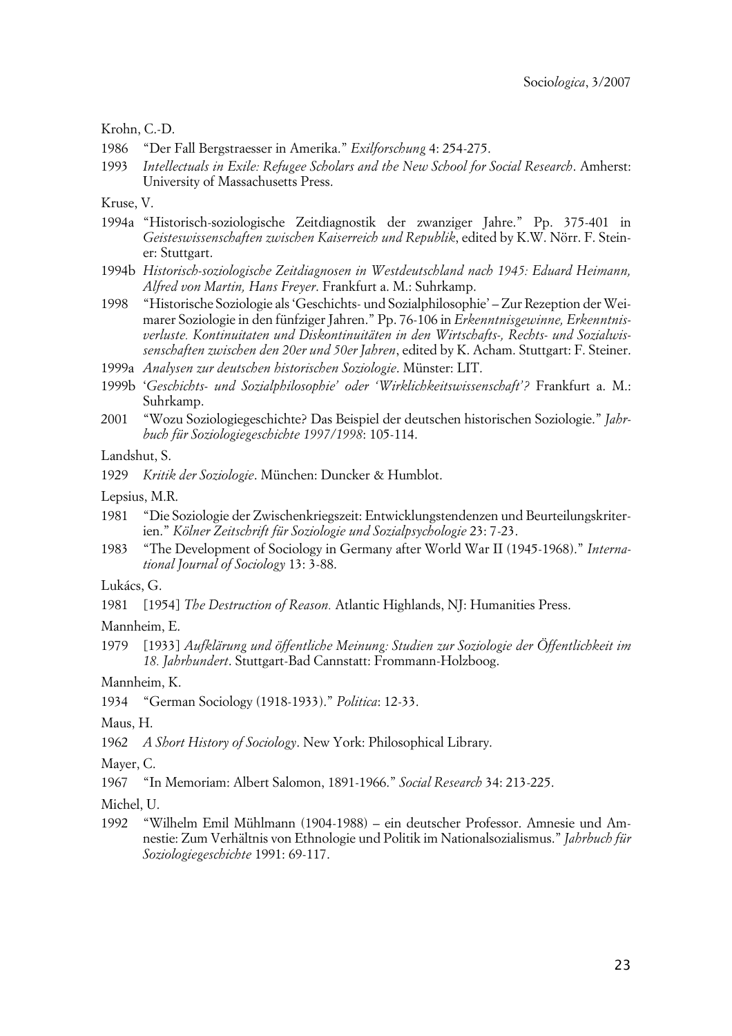Krohn, C.-D.

1986 "Der Fall Bergstraesser in Amerika." *Exilforschung* 4: 254-275.

1993 *Intellectuals in Exile: Refugee Scholars and the New School for Social Research*. Amherst: University of Massachusetts Press.

Kruse, V.

1994a "Historisch-soziologische Zeitdiagnostik der zwanziger Jahre." Pp. 375-401 in *Geisteswissenschaften zwischen Kaiserreich und Republik*, edited by K.W. Nörr. F. Steiner: Stuttgart.

1994b *Historisch-soziologische Zeitdiagnosen in Westdeutschland nach 1945: Eduard Heimann, Alfred von Martin, Hans Freyer*. Frankfurt a. M.: Suhrkamp.

1998 "Historische Soziologie als 'Geschichts- und Sozialphilosophie' – Zur Rezeption der Weimarer Soziologie in den fünfziger Jahren." Pp. 76-106 in *Erkenntnisgewinne, Erkenntnisverluste. Kontinuitaten und Diskontinuitäten in den Wirtschafts-, Rechts- und Sozialwissenschaften zwischen den 20er und 50er Jahren*, edited by K. Acham. Stuttgart: F. Steiner.

1999a *Analysen zur deutschen historischen Soziologie*. Münster: LIT.

1999b '*Geschichts- und Sozialphilosophie' oder 'Wirklichkeitswissenschaft'?* Frankfurt a. M.: Suhrkamp.

2001 "Wozu Soziologiegeschichte? Das Beispiel der deutschen historischen Soziologie." *Jahrbuch für Soziologiegeschichte 1997/1998*: 105-114.

Landshut, S.

1929 *Kritik der Soziologie*. München: Duncker & Humblot.

Lepsius, M.R.

1981 "Die Soziologie der Zwischenkriegszeit: Entwicklungstendenzen und Beurteilungskriterien." *Kölner Zeitschrift für Soziologie und Sozialpsychologie* 23: 7-23.

1983 "The Development of Sociology in Germany after World War II (1945-1968)." *International Journal of Sociology* 13: 3-88.

Lukács, G.

1981 [1954] *The Destruction of Reason.* Atlantic Highlands, NJ: Humanities Press.

Mannheim, E.

1979 [1933] *Aufklärung und öffentliche Meinung: Studien zur Soziologie der Öffentlichkeit im 18. Jahrhundert*. Stuttgart-Bad Cannstatt: Frommann-Holzboog.

Mannheim, K.

1934 "German Sociology (1918-1933)." *Politica*: 12-33.

Maus, H.

1962 *A Short History of Sociology*. New York: Philosophical Library.

Mayer, C.

1967 "In Memoriam: Albert Salomon, 1891-1966." *Social Research* 34: 213-225.

Michel, U.

1992 "Wilhelm Emil Mühlmann (1904-1988) – ein deutscher Professor. Amnesie und Amnestie: Zum Verhältnis von Ethnologie und Politik im Nationalsozialismus." *Jahrbuch für Soziologiegeschichte* 1991: 69-117.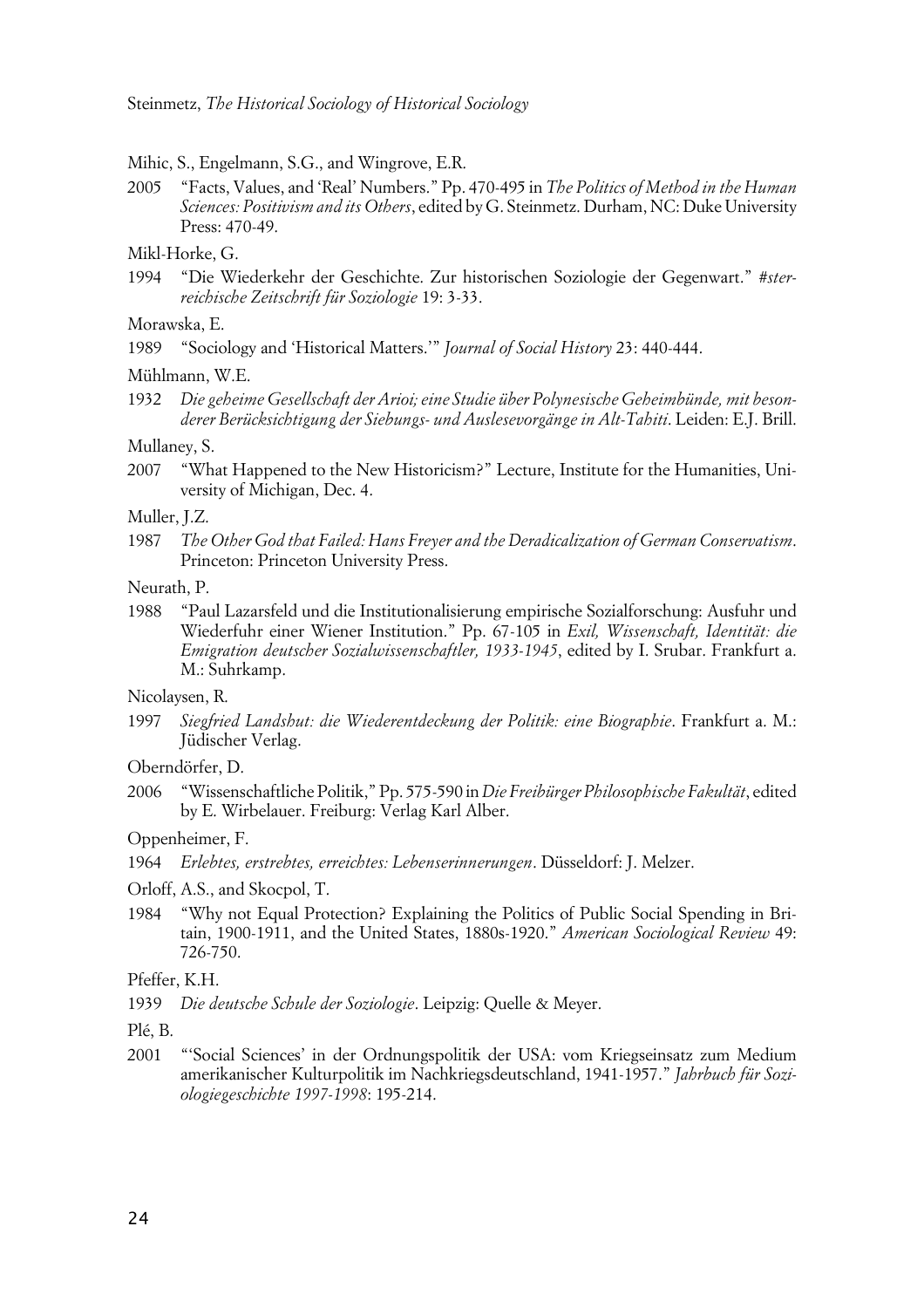Mihic, S., Engelmann, S.G., and Wingrove, E.R.

2005 "Facts, Values, and 'Real' Numbers." Pp. 470-495 in *The Politics of Method in the Human Sciences: Positivism and its Others*, edited by G. Steinmetz. Durham, NC: Duke University Press: 470-49.

Mikl-Horke, G.

1994 "Die Wiederkehr der Geschichte. Zur historischen Soziologie der Gegenwart." *#sterreichische Zeitschrift für Soziologie* 19: 3-33.

Morawska, E.

1989 "Sociology and 'Historical Matters.'" *Journal of Social History* 23: 440-444.

Mühlmann, W.E.

1932 *Die geheime Gesellschaft der Arioi; eine Studie über Polynesische Geheimbünde, mit besonderer Berücksichtigung der Siebungs- und Auslesevorgänge in Alt-Tahiti*. Leiden: E.J. Brill.

Mullaney, S.

2007 "What Happened to the New Historicism?" Lecture, Institute for the Humanities, University of Michigan, Dec. 4.

Muller, J.Z.

1987 *The Other God that Failed: Hans Freyer and the Deradicalization of German Conservatism*. Princeton: Princeton University Press.

Neurath, P.

1988 "Paul Lazarsfeld und die Institutionalisierung empirische Sozialforschung: Ausfuhr und Wiederfuhr einer Wiener Institution." Pp. 67-105 in *Exil, Wissenschaft, Identität: die Emigration deutscher Sozialwissenschaftler, 1933-1945*, edited by I. Srubar. Frankfurt a. M.: Suhrkamp.

Nicolaysen, R.

1997 *Siegfried Landshut: die Wiederentdeckung der Politik: eine Biographie*. Frankfurt a. M.: Jüdischer Verlag.

Oberndörfer, D.

2006 "Wissenschaftliche Politik," Pp. 575-590 in *Die Freibürger Philosophische Fakultät*, edited by E. Wirbelauer. Freiburg: Verlag Karl Alber.

Oppenheimer, F.

1964 *Erlebtes, erstrebtes, erreichtes: Lebenserinnerungen*. Düsseldorf: J. Melzer.

Orloff, A.S., and Skocpol, T.

1984 "Why not Equal Protection? Explaining the Politics of Public Social Spending in Britain, 1900-1911, and the United States, 1880s-1920." *American Sociological Review* 49: 726-750.

Pfeffer, K.H.

1939 *Die deutsche Schule der Soziologie*. Leipzig: Quelle & Meyer.

Plé, B.

2001 "'Social Sciences' in der Ordnungspolitik der USA: vom Kriegseinsatz zum Medium amerikanischer Kulturpolitik im Nachkriegsdeutschland, 1941-1957." *Jahrbuch für Soziologiegeschichte 1997-1998*: 195-214.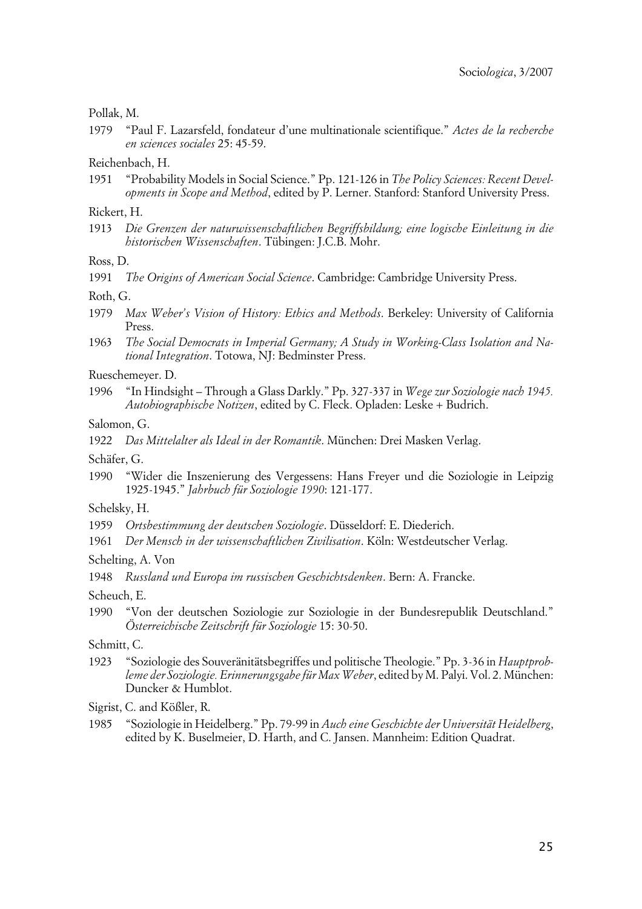Pollak, M.

1979 "Paul F. Lazarsfeld, fondateur d'une multinationale scientifique." *Actes de la recherche en sciences sociales* 25: 45-59.

Reichenbach, H.

1951 "Probability Models in Social Science." Pp. 121-126 in *The Policy Sciences: Recent Developments in Scope and Method*, edited by P. Lerner. Stanford: Stanford University Press.

Rickert, H.

1913 *Die Grenzen der naturwissenschaftlichen Begriffsbildung; eine logische Einleitung in die historischen Wissenschaften*. Tübingen: J.C.B. Mohr.

Ross, D.

1991 *The Origins of American Social Science*. Cambridge: Cambridge University Press.

Roth, G.

1979 *Max Weber's Vision of History: Ethics and Methods*. Berkeley: University of California Press.

1963 *The Social Democrats in Imperial Germany; A Study in Working-Class Isolation and National Integration*. Totowa, NJ: Bedminster Press.

Rueschemeyer. D.

1996 "In Hindsight – Through a Glass Darkly." Pp. 327-337 in *Wege zur Soziologie nach 1945. Autobiographische Notizen*, edited by C. Fleck. Opladen: Leske + Budrich.

Salomon, G.

1922 *Das Mittelalter als Ideal in der Romantik*. München: Drei Masken Verlag.

Schäfer, G.

1990 "Wider die Inszenierung des Vergessens: Hans Freyer und die Soziologie in Leipzig 1925-1945." *Jahrbuch für Soziologie 1990*: 121-177.

Schelsky, H.

1959 *Ortsbestimmung der deutschen Soziologie*. Düsseldorf: E. Diederich.

1961 *Der Mensch in der wissenschaftlichen Zivilisation*. Köln: Westdeutscher Verlag.

Schelting, A. Von

1948 *Russland und Europa im russischen Geschichtsdenken*. Bern: A. Francke.

Scheuch, E.

1990 "Von der deutschen Soziologie zur Soziologie in der Bundesrepublik Deutschland." *Österreichische Zeitschrift für Soziologie* 15: 30-50.

Schmitt, C.

1923 "Soziologie des Souveränitätsbegriffes und politische Theologie." Pp. 3-36 in *Hauptprobleme der Soziologie. Erinnerungsgabe für Max Weber*, edited by M. Palyi. Vol. 2. München: Duncker & Humblot.

Sigrist, C. and Kößler, R.

1985 "Soziologie in Heidelberg." Pp. 79-99 in *Auch eine Geschichte der Universität Heidelberg*, edited by K. Buselmeier, D. Harth, and C. Jansen. Mannheim: Edition Quadrat.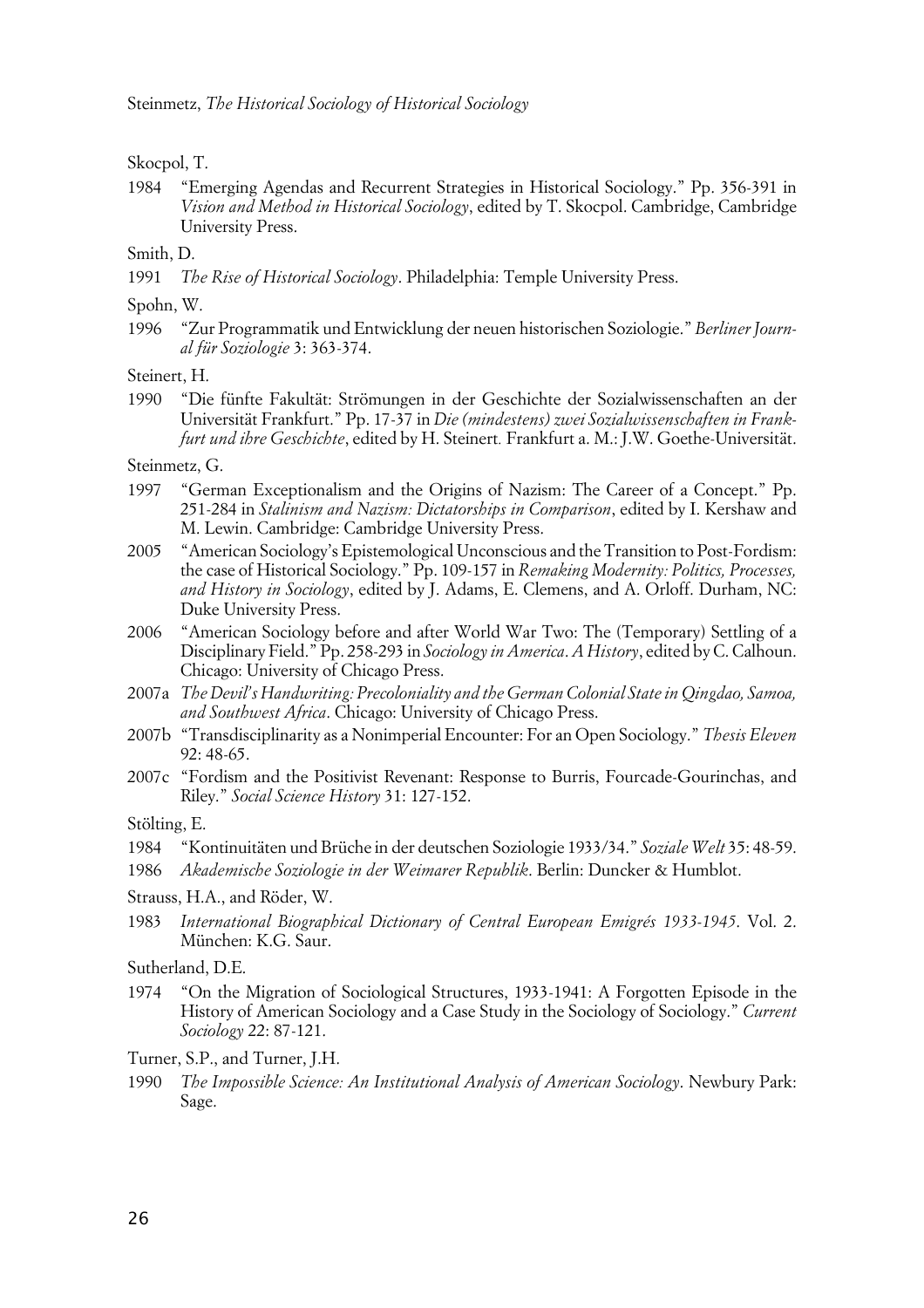Skocpol, T.

1984 "Emerging Agendas and Recurrent Strategies in Historical Sociology." Pp. 356-391 in *Vision and Method in Historical Sociology*, edited by T. Skocpol. Cambridge, Cambridge University Press.

Smith, D.

1991 *The Rise of Historical Sociology*. Philadelphia: Temple University Press.

Spohn, W.

1996 "Zur Programmatik und Entwicklung der neuen historischen Soziologie." *Berliner Journal für Soziologie* 3: 363-374.

Steinert, H.

1990 "Die fünfte Fakultät: Strömungen in der Geschichte der Sozialwissenschaften an der Universität Frankfurt." Pp. 17-37 in *Die (mindestens) zwei Sozialwissenschaften in Frankfurt und ihre Geschichte*, edited by H. Steinert. Frankfurt a. M.: J.W. Goethe-Universität.

Steinmetz, G.

1997 "German Exceptionalism and the Origins of Nazism: The Career of a Concept." Pp. 251-284 in *Stalinism and Nazism: Dictatorships in Comparison*, edited by I. Kershaw and M. Lewin. Cambridge: Cambridge University Press.

2005 "American Sociology's Epistemological Unconscious and the Transition to Post-Fordism: the case of Historical Sociology." Pp. 109-157 in *Remaking Modernity: Politics, Processes, and History in Sociology*, edited by J. Adams, E. Clemens, and A. Orloff. Durham, NC: Duke University Press.

2006 "American Sociology before and after World War Two: The (Temporary) Settling of a Disciplinary Field." Pp. 258-293 in *Sociology in America. A History*, edited by C. Calhoun. Chicago: University of Chicago Press.

2007a *The Devil's Handwriting: Precoloniality and the German Colonial State in Qingdao, Samoa, and Southwest Africa*. Chicago: University of Chicago Press.

2007b "Transdisciplinarity as a Nonimperial Encounter: For an Open Sociology." *Thesis Eleven* 92: 48-65.

2007c "Fordism and the Positivist Revenant: Response to Burris, Fourcade-Gourinchas, and Riley." *Social Science History* 31: 127-152.

Stölting, E.

1984 "Kontinuitäten und Brüche in der deutschen Soziologie 1933/34." *Soziale Welt* 35: 48-59.

1986 *Akademische Soziologie in der Weimarer Republik*. Berlin: Duncker & Humblot.

Strauss, H.A., and Röder, W.

1983 *International Biographical Dictionary of Central European Emigrés 1933-1945*. Vol. 2. München: K.G. Saur.

Sutherland, D.E.

1974 "On the Migration of Sociological Structures, 1933-1941: A Forgotten Episode in the History of American Sociology and a Case Study in the Sociology of Sociology." *Current Sociology* 22: 87-121.

Turner, S.P., and Turner, J.H.

1990 *The Impossible Science: An Institutional Analysis of American Sociology*. Newbury Park: Sage.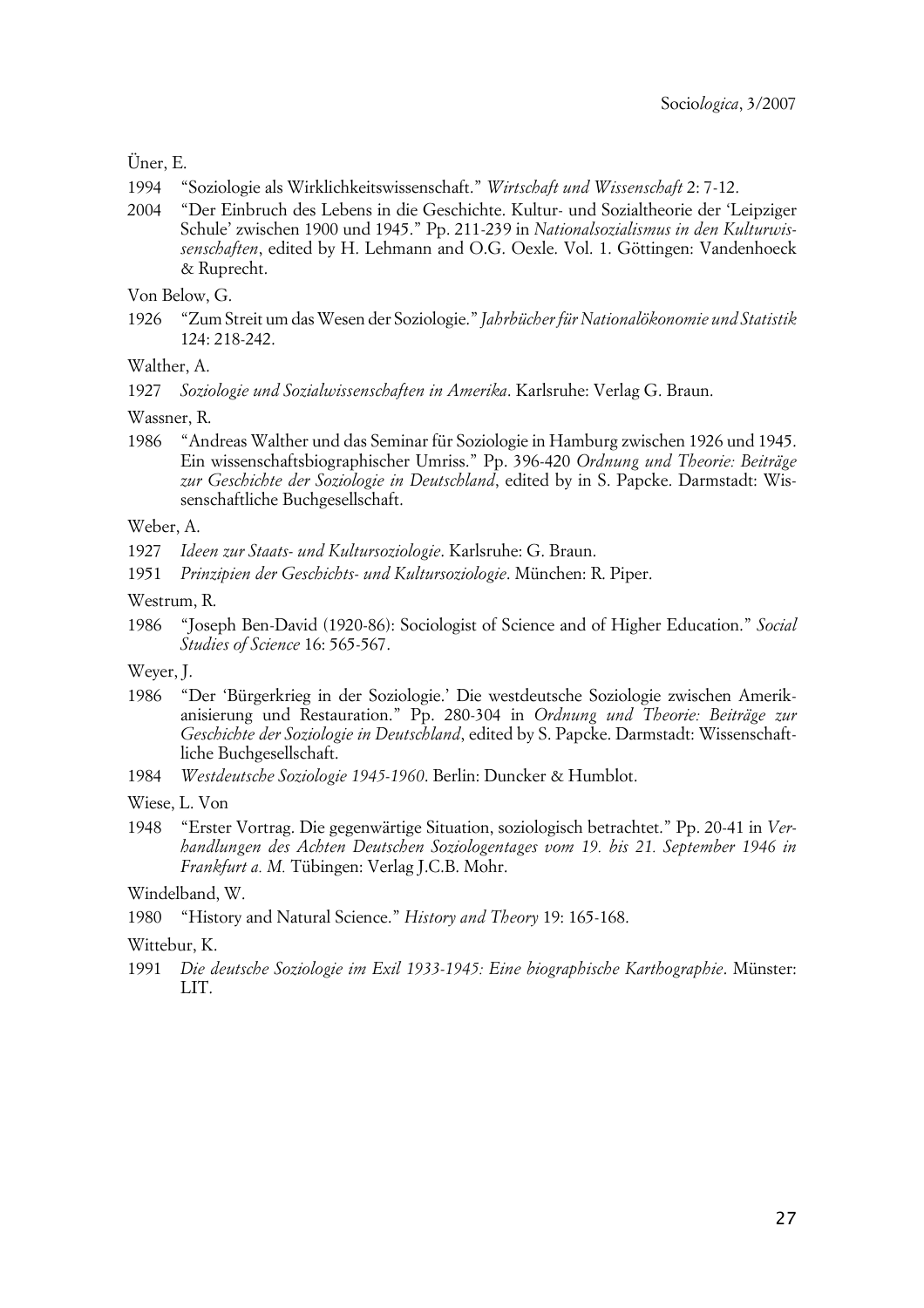Üner, E.

1994 "Soziologie als Wirklichkeitswissenschaft." *Wirtschaft und Wissenschaft* 2: 7-12.

2004 "Der Einbruch des Lebens in die Geschichte. Kultur- und Sozialtheorie der 'Leipziger Schule' zwischen 1900 und 1945." Pp. 211-239 in *Nationalsozialismus in den Kulturwissenschaften*, edited by H. Lehmann and O.G. Oexle. Vol. 1. Göttingen: Vandenhoeck & Ruprecht.

Von Below, G.

1926 "Zum Streit um das Wesen der Soziologie." *Jahrbücher für Nationalökonomie und Statistik* 124: 218-242.

Walther, A.

1927 *Soziologie und Sozialwissenschaften in Amerika*. Karlsruhe: Verlag G. Braun.

Wassner, R.

1986 "Andreas Walther und das Seminar für Soziologie in Hamburg zwischen 1926 und 1945. Ein wissenschaftsbiographischer Umriss." Pp. 396-420 *Ordnung und Theorie: Beiträge zur Geschichte der Soziologie in Deutschland*, edited by in S. Papcke. Darmstadt: Wissenschaftliche Buchgesellschaft.

Weber, A.

1927 *Ideen zur Staats- und Kultursoziologie*. Karlsruhe: G. Braun.

1951 *Prinzipien der Geschichts- und Kultursoziologie*. München: R. Piper.

Westrum, R.

1986 "Joseph Ben-David (1920-86): Sociologist of Science and of Higher Education." *Social Studies of Science* 16: 565-567.

Weyer, J.

1986 "Der 'Bürgerkrieg in der Soziologie.' Die westdeutsche Soziologie zwischen Amerikanisierung und Restauration." Pp. 280-304 in *Ordnung und Theorie: Beiträge zur Geschichte der Soziologie in Deutschland*, edited by S. Papcke. Darmstadt: Wissenschaftliche Buchgesellschaft.

1984 *Westdeutsche Soziologie 1945-1960*. Berlin: Duncker & Humblot.

Wiese, L. Von

1948 "Erster Vortrag. Die gegenwärtige Situation, soziologisch betrachtet." Pp. 20-41 in *Verhandlungen des Achten Deutschen Soziologentages vom 19. bis 21. September 1946 in Frankfurt a. M.* Tübingen: Verlag J.C.B. Mohr.

Windelband, W.

1980 "History and Natural Science." *History and Theory* 19: 165-168.

Wittebur, K.

1991 *Die deutsche Soziologie im Exil 1933-1945: Eine biographische Karthographie*. Münster: LIT.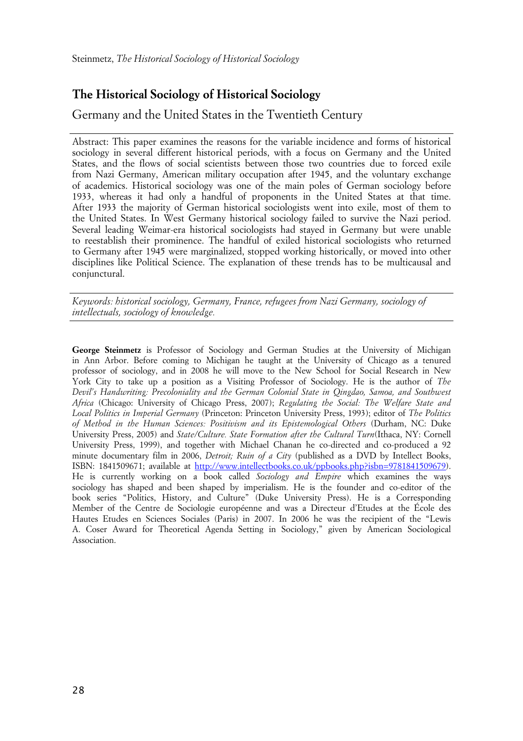# The Historical Sociology of Historical Sociology

## Germany and the United States in the Twentieth Century

Abstract: This paper examines the reasons for the variable incidence and forms of historical sociology in several different historical periods, with a focus on Germany and the United States, and the flows of social scientists between those two countries due to forced exile from Nazi Germany, American military occupation after 1945, and the voluntary exchange of academics. Historical sociology was one of the main poles of German sociology before 1933, whereas it had only a handful of proponents in the United States at that time. After 1933 the majority of German historical sociologists went into exile, most of them to the United States. In West Germany historical sociology failed to survive the Nazi period. Several leading Weimar-era historical sociologists had stayed in Germany but were unable to reestablish their prominence. The handful of exiled historical sociologists who returned to Germany after 1945 were marginalized, stopped working historically, or moved into other disciplines like Political Science. The explanation of these trends has to be multicausal and conjunctural.

*Keywords: historical sociology, Germany, France, refugees from Nazi Germany, sociology of intellectuals, sociology of knowledge.*

**George Steinmetz** is Professor of Sociology and German Studies at the University of Michigan in Ann Arbor. Before coming to Michigan he taught at the University of Chicago as a tenured professor of sociology, and in 2008 he will move to the New School for Social Research in New York City to take up a position as a Visiting Professor of Sociology. He is the author of *The Devil's Handwriting: Precoloniality and the German Colonial State in Qingdao, Samoa, and Southwest Africa* (Chicago: University of Chicago Press, 2007); *Regulating the Social: The Welfare State and Local Politics in Imperial Germany* (Princeton: Princeton University Press, 1993); editor of *The Politics of Method in the Human Sciences: Positivism and its Epistemological Others* (Durham, NC: Duke University Press, 2005) and *State/Culture. State Formation after the Cultural Turn*(Ithaca, NY: Cornell University Press, 1999), and together with Michael Chanan he co-directed and co-produced a 92 minute documentary film in 2006, *Detroit; Ruin of a City* (published as a DVD by Intellect Books, ISBN: 1841509671; available at http://www.intellectbooks.co.uk/ppbooks.php?isbn=9781841509679). He is currently working on a book called *Sociology and Empire* which examines the ways sociology has shaped and been shaped by imperialism. He is the founder and co-editor of the book series "Politics, History, and Culture" (Duke University Press). He is a Corresponding Member of the Centre de Sociologie européenne and was a Directeur d'Etudes at the École des Hautes Etudes en Sciences Sociales (Paris) in 2007. In 2006 he was the recipient of the "Lewis A. Coser Award for Theoretical Agenda Setting in Sociology," given by American Sociological Association.